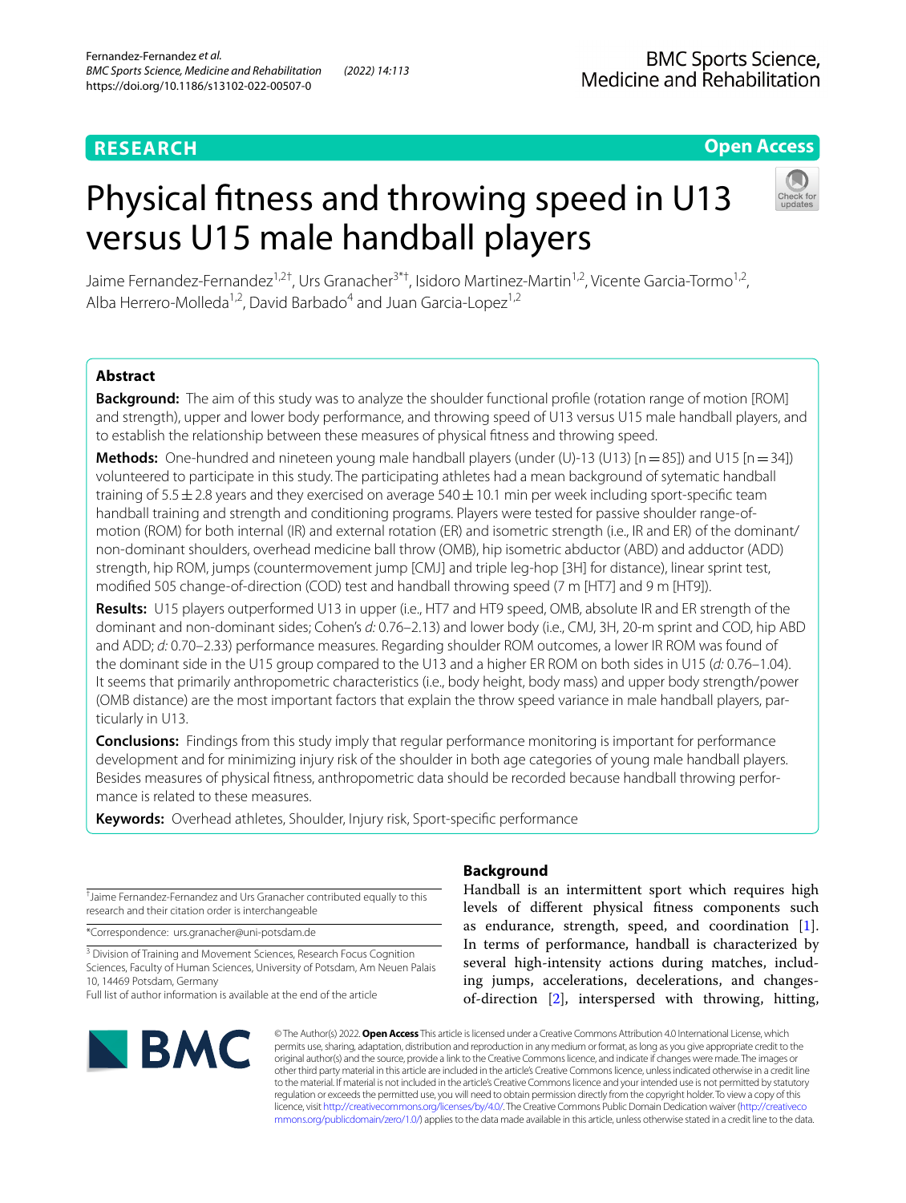RESEARCH

Open Access

# Physical fitness and throwing speed in U13 versus U15 male handball players

Jaime Fernandez-Fernandez[1,2†], Urs Granacher[3*†], Isidoro Martinez-Martin[1,2], Vicente Garcia-Tormo[1,2], Alba Herrero-Molleda[1,2], David Barbado[4] and Juan Garcia-Lopez[1,2]

## Abstract

**Background:** The aim of this study was to analyze the shoulder functional profile (rotation range of motion [ROM] and strength), upper and lower body performance, and throwing speed of U13 versus U15 male handball players, and to establish the relationship between these measures of physical fitness and throwing speed.

**Methods:** One-hundred and nineteen young male handball players (under (U)-13 (U13) [n = 85]) and U15 [n = 34]) volunteered to participate in this study. The participating athletes had a mean background of sytematic handball training of 5.5 ± 2.8 years and they exercised on average 540 ± 10.1 min per week including sport-specific team handball training and strength and conditioning programs. Players were tested for passive shoulder range-of-motion (ROM) for both internal (IR) and external rotation (ER) and isometric strength (i.e., IR and ER) of the dominant/non-dominant shoulders, overhead medicine ball throw (OMB), hip isometric abductor (ABD) and adductor (ADD) strength, hip ROM, jumps (countermovement jump [CMJ] and triple leg-hop [3H] for distance), linear sprint test, modified 505 change-of-direction (COD) test and handball throwing speed (7 m [HT7] and 9 m [HT9]).

**Results:** U15 players outperformed U13 in upper (i.e., HT7 and HT9 speed, OMB, absolute IR and ER strength of the dominant and non-dominant sides; Cohen's *d:* 0.76–2.13) and lower body (i.e., CMJ, 3H, 20-m sprint and COD, hip ABD and ADD; *d:* 0.70–2.33) performance measures. Regarding shoulder ROM outcomes, a lower IR ROM was found of the dominant side in the U15 group compared to the U13 and a higher ER ROM on both sides in U15 (*d:* 0.76–1.04). It seems that primarily anthropometric characteristics (i.e., body height, body mass) and upper body strength/power (OMB distance) are the most important factors that explain the throw speed variance in male handball players, particularly in U13.

**Conclusions:** Findings from this study imply that regular performance monitoring is important for performance development and for minimizing injury risk of the shoulder in both age categories of young male handball players. Besides measures of physical fitness, anthropometric data should be recorded because handball throwing performance is related to these measures.

**Keywords:** Overhead athletes, Shoulder, Injury risk, Sport-specific performance

† Jaime Fernandez-Fernandez and Urs Granacher contributed equally to this research and their citation order is interchangeable

*Correspondence: urs.granacher@uni-potsdam.de

[3] Division of Training and Movement Sciences, Research Focus Cognition Sciences, Faculty of Human Sciences, University of Potsdam, Am Neuen Palais 10, 14469 Potsdam, Germany

Full list of author information is available at the end of the article

## Background

Handball is an intermittent sport which requires high levels of different physical fitness components such as endurance, strength, speed, and coordination [1]. In terms of performance, handball is characterized by several high-intensity actions during matches, including jumps, accelerations, decelerations, and changes-of-direction [2], interspersed with throwing, hitting,

© The Author(s) 2022. **Open Access** This article is licensed under a Creative Commons Attribution 4.0 International License, which permits use, sharing, adaptation, distribution and reproduction in any medium or format, as long as you give appropriate credit to the original author(s) and the source, provide a link to the Creative Commons licence, and indicate if changes were made. The images or other third party material in this article are included in the article's Creative Commons licence, unless indicated otherwise in a credit line to the material. If material is not included in the article's Creative Commons licence and your intended use is not permitted by statutory regulation or exceeds the permitted use, you will need to obtain permission directly from the copyright holder. To view a copy of this licence, visit http://creativecommons.org/licenses/by/4.0/. The Creative Commons Public Domain Dedication waiver (http://creativecommons.org/publicdomain/zero/1.0/) applies to the data made available in this article, unless otherwise stated in a credit line to the data.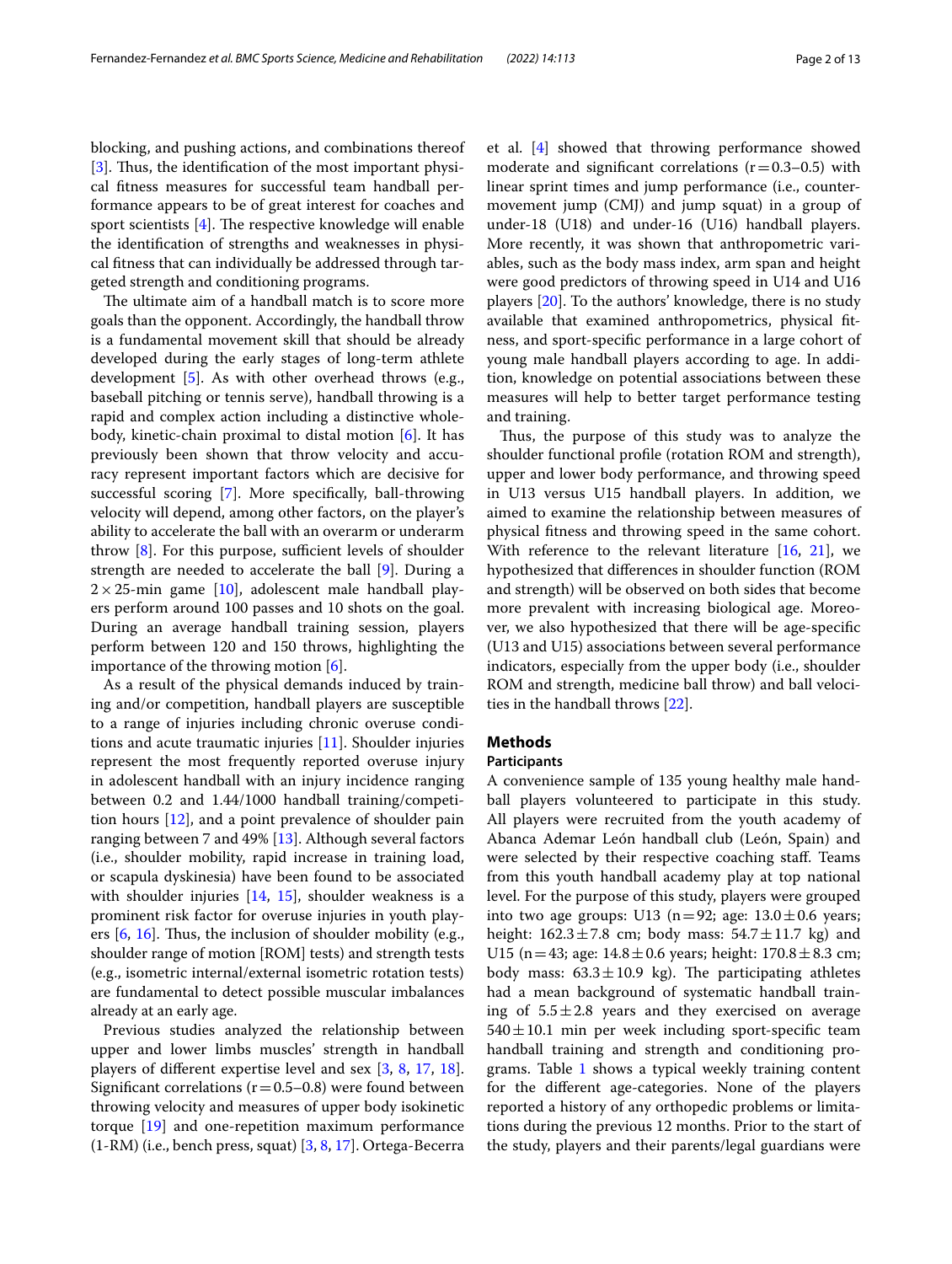blocking, and pushing actions, and combinations thereof [3]. Thus, the identification of the most important physical fitness measures for successful team handball performance appears to be of great interest for coaches and sport scientists [4]. The respective knowledge will enable the identification of strengths and weaknesses in physical fitness that can individually be addressed through targeted strength and conditioning programs.

The ultimate aim of a handball match is to score more goals than the opponent. Accordingly, the handball throw is a fundamental movement skill that should be already developed during the early stages of long-term athlete development [5]. As with other overhead throws (e.g., baseball pitching or tennis serve), handball throwing is a rapid and complex action including a distinctive whole-body, kinetic-chain proximal to distal motion [6]. It has previously been shown that throw velocity and accuracy represent important factors which are decisive for successful scoring [7]. More specifically, ball-throwing velocity will depend, among other factors, on the player's ability to accelerate the ball with an overarm or underarm throw [8]. For this purpose, sufficient levels of shoulder strength are needed to accelerate the ball [9]. During a $2 \times 25$-min game [10], adolescent male handball players perform around 100 passes and 10 shots on the goal. During an average handball training session, players perform between 120 and 150 throws, highlighting the importance of the throwing motion [6].

As a result of the physical demands induced by training and/or competition, handball players are susceptible to a range of injuries including chronic overuse conditions and acute traumatic injuries [11]. Shoulder injuries represent the most frequently reported overuse injury in adolescent handball with an injury incidence ranging between 0.2 and 1.44/1000 handball training/competition hours [12], and a point prevalence of shoulder pain ranging between 7 and 49% [13]. Although several factors (i.e., shoulder mobility, rapid increase in training load, or scapula dyskinesia) have been found to be associated with shoulder injuries [14, 15], shoulder weakness is a prominent risk factor for overuse injuries in youth players [6, 16]. Thus, the inclusion of shoulder mobility (e.g., shoulder range of motion [ROM] tests) and strength tests (e.g., isometric internal/external isometric rotation tests) are fundamental to detect possible muscular imbalances already at an early age.

Previous studies analyzed the relationship between upper and lower limbs muscles' strength in handball players of different expertise level and sex [3, 8, 17, 18]. Significant correlations ($r = 0.5$–$0.8$) were found between throwing velocity and measures of upper body isokinetic torque [19] and one-repetition maximum performance (1-RM) (i.e., bench press, squat) [3, 8, 17]. Ortega-Becerra et al. [4] showed that throwing performance showed moderate and significant correlations ($r = 0.3$–$0.5$) with linear sprint times and jump performance (i.e., countermovement jump (CMJ) and jump squat) in a group of under-18 (U18) and under-16 (U16) handball players. More recently, it was shown that anthropometric variables, such as the body mass index, arm span and height were good predictors of throwing speed in U14 and U16 players [20]. To the authors' knowledge, there is no study available that examined anthropometrics, physical fitness, and sport-specific performance in a large cohort of young male handball players according to age. In addition, knowledge on potential associations between these measures will help to better target performance testing and training.

Thus, the purpose of this study was to analyze the shoulder functional profile (rotation ROM and strength), upper and lower body performance, and throwing speed in U13 versus U15 handball players. In addition, we aimed to examine the relationship between measures of physical fitness and throwing speed in the same cohort. With reference to the relevant literature [16, 21], we hypothesized that differences in shoulder function (ROM and strength) will be observed on both sides that become more prevalent with increasing biological age. Moreover, we also hypothesized that there will be age-specific (U13 and U15) associations between several performance indicators, especially from the upper body (i.e., shoulder ROM and strength, medicine ball throw) and ball velocities in the handball throws [22].

## Methods

### Participants

A convenience sample of 135 young healthy male handball players volunteered to participate in this study. All players were recruited from the youth academy of Abanca Ademar León handball club (León, Spain) and were selected by their respective coaching staff. Teams from this youth handball academy play at top national level. For the purpose of this study, players were grouped into two age groups: U13 ($n = 92$; age: $13.0 \pm 0.6$ years; height: $162.3 \pm 7.8$ cm; body mass: $54.7 \pm 11.7$ kg) and U15 ($n = 43$; age: $14.8 \pm 0.6$ years; height: $170.8 \pm 8.3$ cm; body mass: $63.3 \pm 10.9$ kg). The participating athletes had a mean background of systematic handball training of $5.5 \pm 2.8$ years and they exercised on average $540 \pm 10.1$ min per week including sport-specific team handball training and strength and conditioning programs. Table 1 shows a typical weekly training content for the different age-categories. None of the players reported a history of any orthopedic problems or limitations during the previous 12 months. Prior to the start of the study, players and their parents/legal guardians were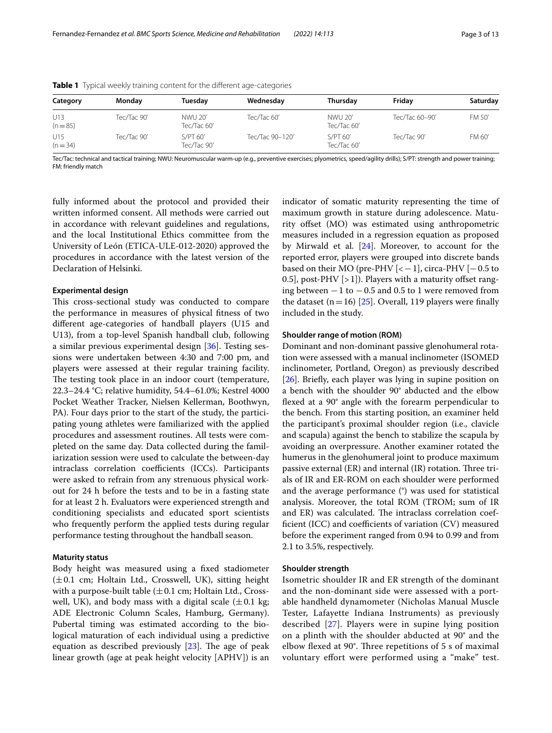**Table 1** Typical weekly training content for the different age-categories

| Category | Monday | Tuesday | Wednesday | Thursday | Friday | Saturday |
|---|---|---|---|---|---|---|
| U13 (n = 85) | Tec/Tac 90′ | NWU 20′ Tec/Tac 60′ | Tec/Tac 60′ | NWU 20′ Tec/Tac 60′ | Tec/Tac 60–90′ | FM 50′ |
| U15 (n = 34) | Tec/Tac 90′ | S/PT 60′ Tec/Tac 90′ | Tec/Tac 90–120′ | S/PT 60′ Tec/Tac 60′ | Tec/Tac 90′ | FM 60′ |

Tec/Tac: technical and tactical training; NWU: Neuromuscular warm-up (e.g., preventive exercises; plyometrics, speed/agility drills); S/PT: strength and power training; FM: friendly match

fully informed about the protocol and provided their written informed consent. All methods were carried out in accordance with relevant guidelines and regulations, and the local Institutional Ethics committee from the University of León (ETICA-ULE-012-2020) approved the procedures in accordance with the latest version of the Declaration of Helsinki.

### Experimental design

This cross-sectional study was conducted to compare the performance in measures of physical fitness of two different age-categories of handball players (U15 and U13), from a top-level Spanish handball club, following a similar previous experimental design [36]. Testing sessions were undertaken between 4:30 and 7:00 pm, and players were assessed at their regular training facility. The testing took place in an indoor court (temperature, 22.3–24.4 °C; relative humidity, 54.4–61.0%; Kestrel 4000 Pocket Weather Tracker, Nielsen Kellerman, Boothwyn, PA). Four days prior to the start of the study, the participating young athletes were familiarized with the applied procedures and assessment routines. All tests were completed on the same day. Data collected during the familiarization session were used to calculate the between-day intraclass correlation coefficients (ICCs). Participants were asked to refrain from any strenuous physical workout for 24 h before the tests and to be in a fasting state for at least 2 h. Evaluators were experienced strength and conditioning specialists and educated sport scientists who frequently perform the applied tests during regular performance testing throughout the handball season.

### Maturity status

Body height was measured using a fixed stadiometer (±0.1 cm; Holtain Ltd., Crosswell, UK), sitting height with a purpose-built table (±0.1 cm; Holtain Ltd., Crosswell, UK), and body mass with a digital scale (±0.1 kg; ADE Electronic Column Scales, Hamburg, Germany). Pubertal timing was estimated according to the biological maturation of each individual using a predictive equation as described previously [23]. The age of peak linear growth (age at peak height velocity [APHV]) is an indicator of somatic maturity representing the time of maximum growth in stature during adolescence. Maturity offset (MO) was estimated using anthropometric measures included in a regression equation as proposed by Mirwald et al. [24]. Moreover, to account for the reported error, players were grouped into discrete bands based on their MO (pre-PHV [< −1], circa-PHV [−0.5 to 0.5], post-PHV [> 1]). Players with a maturity offset ranging between −1 to −0.5 and 0.5 to 1 were removed from the dataset (n = 16) [25]. Overall, 119 players were finally included in the study.

### Shoulder range of motion (ROM)

Dominant and non-dominant passive glenohumeral rotation were assessed with a manual inclinometer (ISOMED inclinometer, Portland, Oregon) as previously described [26]. Briefly, each player was lying in supine position on a bench with the shoulder 90° abducted and the elbow flexed at a 90° angle with the forearm perpendicular to the bench. From this starting position, an examiner held the participant's proximal shoulder region (i.e., clavicle and scapula) against the bench to stabilize the scapula by avoiding an overpressure. Another examiner rotated the humerus in the glenohumeral joint to produce maximum passive external (ER) and internal (IR) rotation. Three trials of IR and ER-ROM on each shoulder were performed and the average performance (°) was used for statistical analysis. Moreover, the total ROM (TROM; sum of IR and ER) was calculated. The intraclass correlation coefficient (ICC) and coefficients of variation (CV) measured before the experiment ranged from 0.94 to 0.99 and from 2.1 to 3.5%, respectively.

### Shoulder strength

Isometric shoulder IR and ER strength of the dominant and the non-dominant side were assessed with a portable handheld dynamometer (Nicholas Manual Muscle Tester, Lafayette Indiana Instruments) as previously described [27]. Players were in supine lying position on a plinth with the shoulder abducted at 90° and the elbow flexed at 90°. Three repetitions of 5 s of maximal voluntary effort were performed using a "make" test.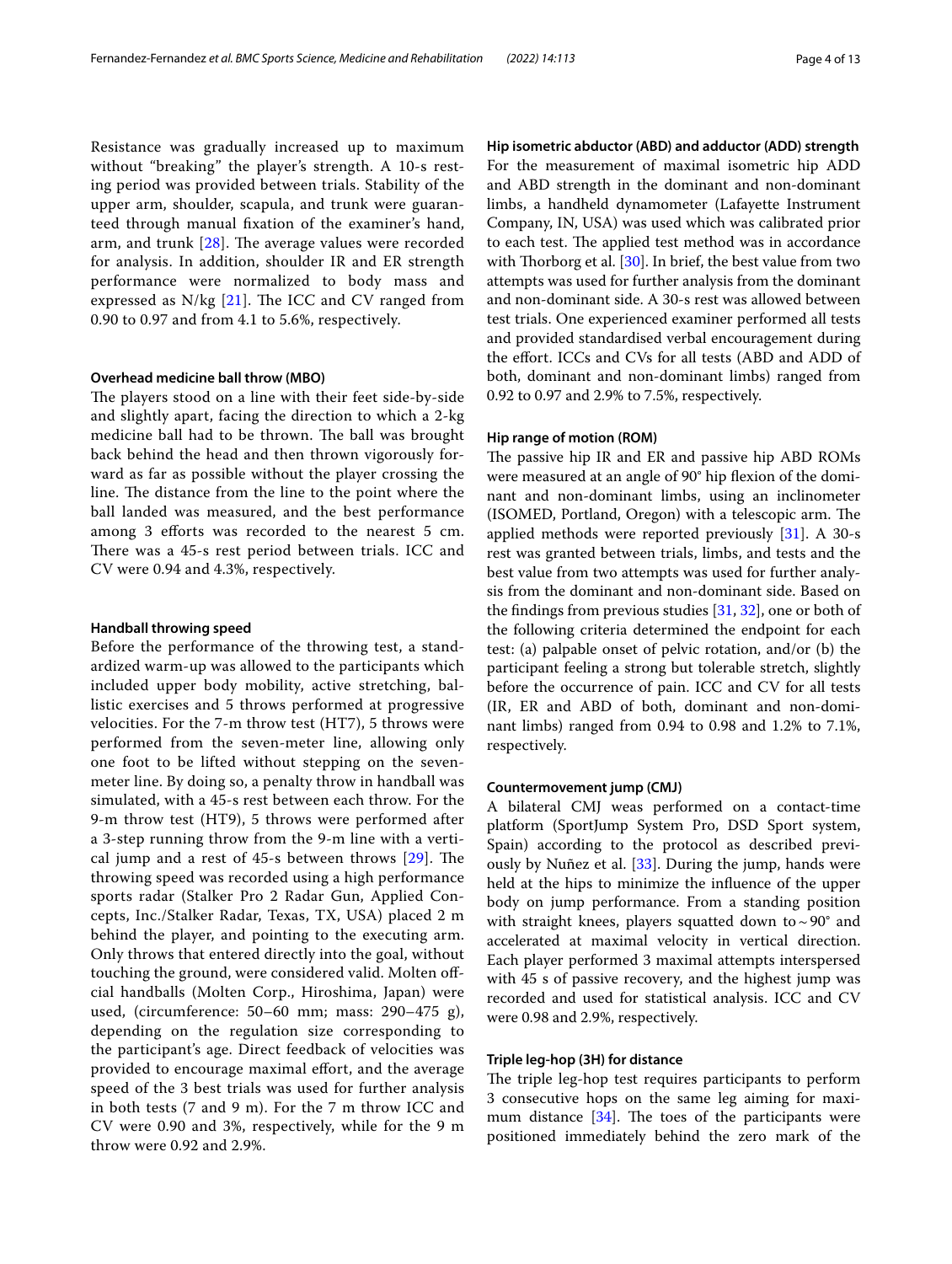Resistance was gradually increased up to maximum without "breaking" the player's strength. A 10-s resting period was provided between trials. Stability of the upper arm, shoulder, scapula, and trunk were guaranteed through manual fixation of the examiner's hand, arm, and trunk [28]. The average values were recorded for analysis. In addition, shoulder IR and ER strength performance were normalized to body mass and expressed as N/kg [21]. The ICC and CV ranged from 0.90 to 0.97 and from 4.1 to 5.6%, respectively.

#### Overhead medicine ball throw (MBO)

The players stood on a line with their feet side-by-side and slightly apart, facing the direction to which a 2-kg medicine ball had to be thrown. The ball was brought back behind the head and then thrown vigorously forward as far as possible without the player crossing the line. The distance from the line to the point where the ball landed was measured, and the best performance among 3 efforts was recorded to the nearest 5 cm. There was a 45-s rest period between trials. ICC and CV were 0.94 and 4.3%, respectively.

#### Handball throwing speed

Before the performance of the throwing test, a standardized warm-up was allowed to the participants which included upper body mobility, active stretching, ballistic exercises and 5 throws performed at progressive velocities. For the 7-m throw test (HT7), 5 throws were performed from the seven-meter line, allowing only one foot to be lifted without stepping on the seven-meter line. By doing so, a penalty throw in handball was simulated, with a 45-s rest between each throw. For the 9-m throw test (HT9), 5 throws were performed after a 3-step running throw from the 9-m line with a vertical jump and a rest of 45-s between throws [29]. The throwing speed was recorded using a high performance sports radar (Stalker Pro 2 Radar Gun, Applied Concepts, Inc./Stalker Radar, Texas, TX, USA) placed 2 m behind the player, and pointing to the executing arm. Only throws that entered directly into the goal, without touching the ground, were considered valid. Molten official handballs (Molten Corp., Hiroshima, Japan) were used, (circumference: 50–60 mm; mass: 290–475 g), depending on the regulation size corresponding to the participant's age. Direct feedback of velocities was provided to encourage maximal effort, and the average speed of the 3 best trials was used for further analysis in both tests (7 and 9 m). For the 7 m throw ICC and CV were 0.90 and 3%, respectively, while for the 9 m throw were 0.92 and 2.9%.

#### Hip isometric abductor (ABD) and adductor (ADD) strength

For the measurement of maximal isometric hip ADD and ABD strength in the dominant and non-dominant limbs, a handheld dynamometer (Lafayette Instrument Company, IN, USA) was used which was calibrated prior to each test. The applied test method was in accordance with Thorborg et al. [30]. In brief, the best value from two attempts was used for further analysis from the dominant and non-dominant side. A 30-s rest was allowed between test trials. One experienced examiner performed all tests and provided standardised verbal encouragement during the effort. ICCs and CVs for all tests (ABD and ADD of both, dominant and non-dominant limbs) ranged from 0.92 to 0.97 and 2.9% to 7.5%, respectively.

#### Hip range of motion (ROM)

The passive hip IR and ER and passive hip ABD ROMs were measured at an angle of 90° hip flexion of the dominant and non-dominant limbs, using an inclinometer (ISOMED, Portland, Oregon) with a telescopic arm. The applied methods were reported previously [31]. A 30-s rest was granted between trials, limbs, and tests and the best value from two attempts was used for further analysis from the dominant and non-dominant side. Based on the findings from previous studies [31, 32], one or both of the following criteria determined the endpoint for each test: (a) palpable onset of pelvic rotation, and/or (b) the participant feeling a strong but tolerable stretch, slightly before the occurrence of pain. ICC and CV for all tests (IR, ER and ABD of both, dominant and non-dominant limbs) ranged from 0.94 to 0.98 and 1.2% to 7.1%, respectively.

#### Countermovement jump (CMJ)

A bilateral CMJ weas performed on a contact-time platform (SportJump System Pro, DSD Sport system, Spain) according to the protocol as described previously by Nuñez et al. [33]. During the jump, hands were held at the hips to minimize the influence of the upper body on jump performance. From a standing position with straight knees, players squatted down to ~ 90° and accelerated at maximal velocity in vertical direction. Each player performed 3 maximal attempts interspersed with 45 s of passive recovery, and the highest jump was recorded and used for statistical analysis. ICC and CV were 0.98 and 2.9%, respectively.

#### Triple leg-hop (3H) for distance

The triple leg-hop test requires participants to perform 3 consecutive hops on the same leg aiming for maximum distance [34]. The toes of the participants were positioned immediately behind the zero mark of the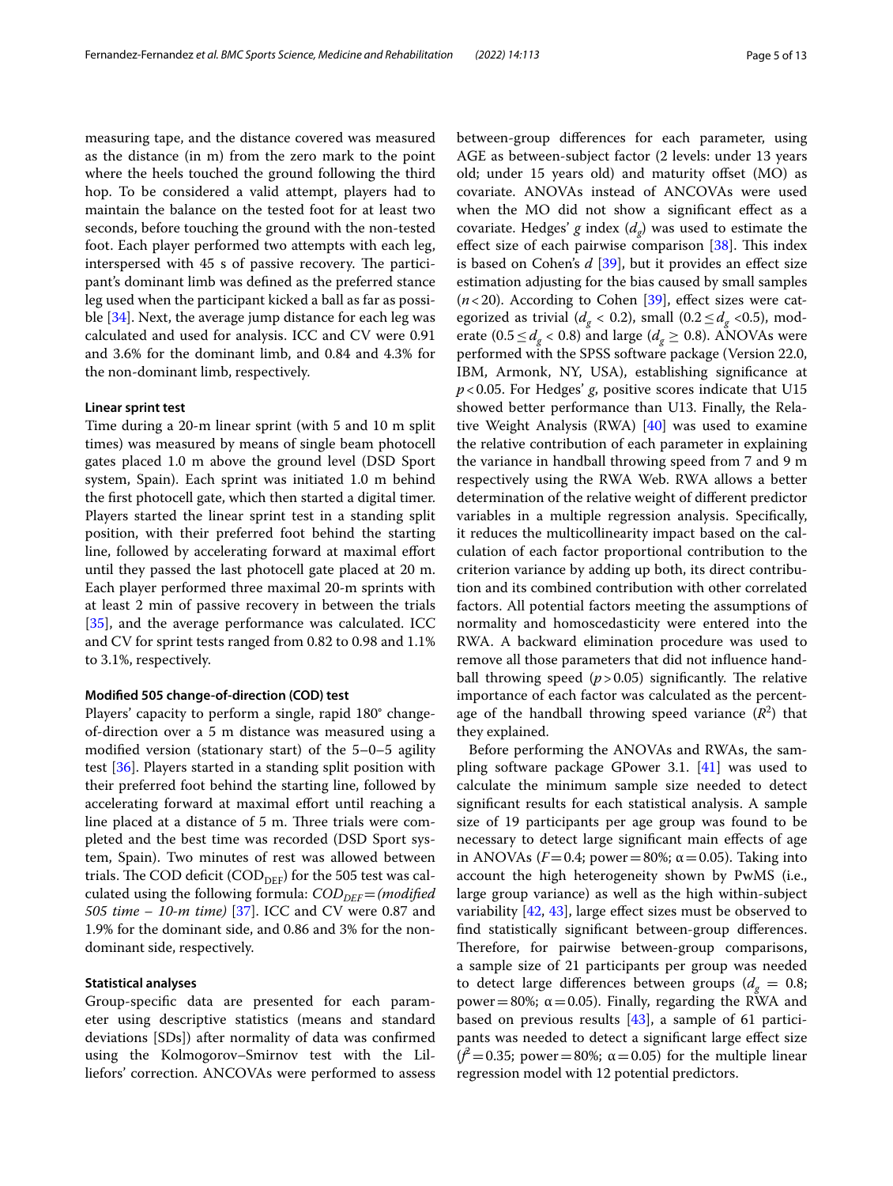measuring tape, and the distance covered was measured as the distance (in m) from the zero mark to the point where the heels touched the ground following the third hop. To be considered a valid attempt, players had to maintain the balance on the tested foot for at least two seconds, before touching the ground with the non-tested foot. Each player performed two attempts with each leg, interspersed with 45 s of passive recovery. The participant's dominant limb was defined as the preferred stance leg used when the participant kicked a ball as far as possible [34]. Next, the average jump distance for each leg was calculated and used for analysis. ICC and CV were 0.91 and 3.6% for the dominant limb, and 0.84 and 4.3% for the non-dominant limb, respectively.

#### Linear sprint test

Time during a 20-m linear sprint (with 5 and 10 m split times) was measured by means of single beam photocell gates placed 1.0 m above the ground level (DSD Sport system, Spain). Each sprint was initiated 1.0 m behind the first photocell gate, which then started a digital timer. Players started the linear sprint test in a standing split position, with their preferred foot behind the starting line, followed by accelerating forward at maximal effort until they passed the last photocell gate placed at 20 m. Each player performed three maximal 20-m sprints with at least 2 min of passive recovery in between the trials [35], and the average performance was calculated. ICC and CV for sprint tests ranged from 0.82 to 0.98 and 1.1% to 3.1%, respectively.

#### Modified 505 change-of-direction (COD) test

Players' capacity to perform a single, rapid 180° change-of-direction over a 5 m distance was measured using a modified version (stationary start) of the 5–0–5 agility test [36]. Players started in a standing split position with their preferred foot behind the starting line, followed by accelerating forward at maximal effort until reaching a line placed at a distance of 5 m. Three trials were completed and the best time was recorded (DSD Sport system, Spain). Two minutes of rest was allowed between trials. The COD deficit ($COD_{DEF}$) for the 505 test was calculated using the following formula: $COD_{DEF}$ = *(modified 505 time – 10-m time)* [37]. ICC and CV were 0.87 and 1.9% for the dominant side, and 0.86 and 3% for the non-dominant side, respectively.

#### Statistical analyses

Group-specific data are presented for each parameter using descriptive statistics (means and standard deviations [SDs]) after normality of data was confirmed using the Kolmogorov–Smirnov test with the Lilliefors' correction. ANCOVAs were performed to assess between-group differences for each parameter, using AGE as between-subject factor (2 levels: under 13 years old; under 15 years old) and maturity offset (MO) as covariate. ANOVAs instead of ANCOVAs were used when the MO did not show a significant effect as a covariate. Hedges' *g* index ($d_g$) was used to estimate the effect size of each pairwise comparison [38]. This index is based on Cohen's *d* [39], but it provides an effect size estimation adjusting for the bias caused by small samples ($n < 20$). According to Cohen [39], effect sizes were categorized as trivial ($d_g < 0.2$), small ($0.2 \leq d_g < 0.5$), moderate ($0.5 \leq d_g < 0.8$) and large ($d_g \geq 0.8$). ANOVAs were performed with the SPSS software package (Version 22.0, IBM, Armonk, NY, USA), establishing significance at $p < 0.05$. For Hedges' *g*, positive scores indicate that U15 showed better performance than U13. Finally, the Relative Weight Analysis (RWA) [40] was used to examine the relative contribution of each parameter in explaining the variance in handball throwing speed from 7 and 9 m respectively using the RWA Web. RWA allows a better determination of the relative weight of different predictor variables in a multiple regression analysis. Specifically, it reduces the multicollinearity impact based on the calculation of each factor proportional contribution to the criterion variance by adding up both, its direct contribution and its combined contribution with other correlated factors. All potential factors meeting the assumptions of normality and homoscedasticity were entered into the RWA. A backward elimination procedure was used to remove all those parameters that did not influence handball throwing speed ($p > 0.05$) significantly. The relative importance of each factor was calculated as the percentage of the handball throwing speed variance ($R^2$) that they explained.

Before performing the ANOVAs and RWAs, the sampling software package GPower 3.1. [41] was used to calculate the minimum sample size needed to detect significant results for each statistical analysis. A sample size of 19 participants per age group was found to be necessary to detect large significant main effects of age in ANOVAs ($F = 0.4$; power = 80%; $\alpha = 0.05$). Taking into account the high heterogeneity shown by PwMS (i.e., large group variance) as well as the high within-subject variability [42, 43], large effect sizes must be observed to find statistically significant between-group differences. Therefore, for pairwise between-group comparisons, a sample size of 21 participants per group was needed to detect large differences between groups ($d_g = 0.8$; power = 80%; $\alpha = 0.05$). Finally, regarding the RWA and based on previous results [43], a sample of 61 participants was needed to detect a significant large effect size ($f^2 = 0.35$; power = 80%; $\alpha = 0.05$) for the multiple linear regression model with 12 potential predictors.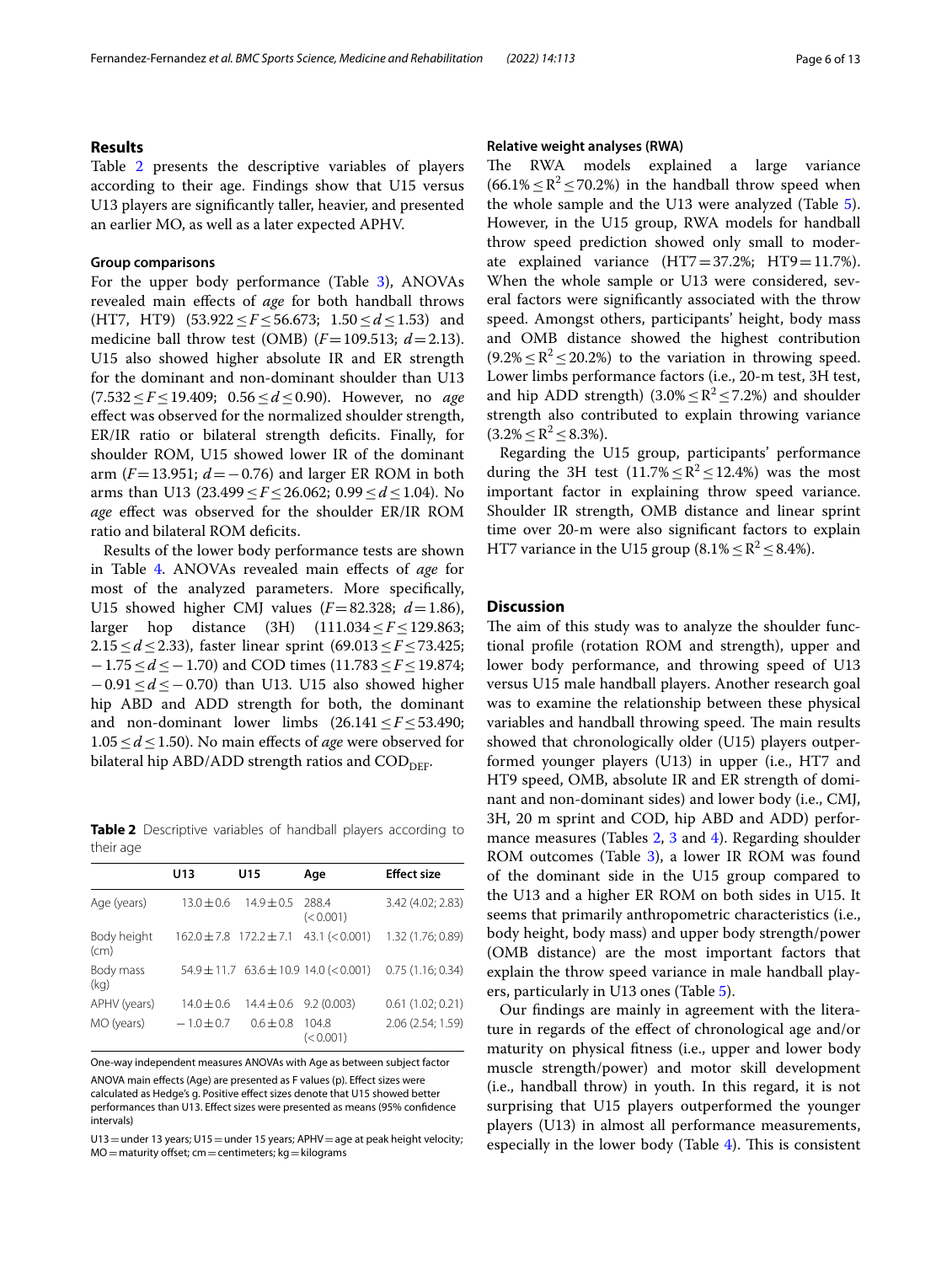## Results

Table 2 presents the descriptive variables of players according to their age. Findings show that U15 versus U13 players are significantly taller, heavier, and presented an earlier MO, as well as a later expected APHV.

### Group comparisons

For the upper body performance (Table 3), ANOVAs revealed main effects of *age* for both handball throws (HT7, HT9) ($53.922 \leq F \leq 56.673$; $1.50 \leq d \leq 1.53$) and medicine ball throw test (OMB) ($F = 109.513$; $d = 2.13$). U15 also showed higher absolute IR and ER strength for the dominant and non-dominant shoulder than U13 ($7.532 \leq F \leq 19.409$; $0.56 \leq d \leq 0.90$). However, no *age* effect was observed for the normalized shoulder strength, ER/IR ratio or bilateral strength deficits. Finally, for shoulder ROM, U15 showed lower IR of the dominant arm ($F = 13.951$; $d = -0.76$) and larger ER ROM in both arms than U13 ($23.499 \leq F \leq 26.062$; $0.99 \leq d \leq 1.04$). No *age* effect was observed for the shoulder ER/IR ROM ratio and bilateral ROM deficits.

Results of the lower body performance tests are shown in Table 4. ANOVAs revealed main effects of *age* for most of the analyzed parameters. More specifically, U15 showed higher CMJ values ($F = 82.328$; $d = 1.86$), larger hop distance (3H) ($111.034 \leq F \leq 129.863$; $2.15 \leq d \leq 2.33$), faster linear sprint ($69.013 \leq F \leq 73.425$; $-1.75 \leq d \leq -1.70$) and COD times ($11.783 \leq F \leq 19.874$; $-0.91 \leq d \leq -0.70$) than U13. U15 also showed higher hip ABD and ADD strength for both, the dominant and non-dominant lower limbs ($26.141 \leq F \leq 53.490$; $1.05 \leq d \leq 1.50$). No main effects of *age* were observed for bilateral hip ABD/ADD strength ratios and $COD_{DEF}$.

**Table 2** Descriptive variables of handball players according to their age

| | U13 | U15 | Age | Effect size |
|---|---|---|---|---|
| Age (years) | 13.0 ± 0.6 | 14.9 ± 0.5 | 288.4 (< 0.001) | 3.42 (4.02; 2.83) |
| Body height (cm) | 162.0 ± 7.8 | 172.2 ± 7.1 | 43.1 (< 0.001) | 1.32 (1.76; 0.89) |
| Body mass (kg) | 54.9 ± 11.7 | 63.6 ± 10.9 | 14.0 (< 0.001) | 0.75 (1.16; 0.34) |
| APHV (years) | 14.0 ± 0.6 | 14.4 ± 0.6 | 9.2 (0.003) | 0.61 (1.02; 0.21) |
| MO (years) | − 1.0 ± 0.7 | 0.6 ± 0.8 | 104.8 (< 0.001) | 2.06 (2.54; 1.59) |

One-way independent measures ANOVAs with Age as between subject factor

ANOVA main effects (Age) are presented as F values (p). Effect sizes were calculated as Hedge's g. Positive effect sizes denote that U15 showed better performances than U13. Effect sizes were presented as means (95% confidence intervals)

U13 = under 13 years; U15 = under 15 years; APHV = age at peak height velocity; MO = maturity offset; cm = centimeters; kg = kilograms

### Relative weight analyses (RWA)

The RWA models explained a large variance ($66.1\% \leq R^2 \leq 70.2\%$) in the handball throw speed when the whole sample and the U13 were analyzed (Table 5). However, in the U15 group, RWA models for handball throw speed prediction showed only small to moderate explained variance (HT7 = 37.2%; HT9 = 11.7%). When the whole sample or U13 were considered, several factors were significantly associated with the throw speed. Amongst others, participants' height, body mass and OMB distance showed the highest contribution ($9.2\% \leq R^2 \leq 20.2\%$) to the variation in throwing speed. Lower limbs performance factors (i.e., 20-m test, 3H test, and hip ADD strength) ($3.0\% \leq R^2 \leq 7.2\%$) and shoulder strength also contributed to explain throwing variance ($3.2\% \leq R^2 \leq 8.3\%$).

Regarding the U15 group, participants' performance during the 3H test ($11.7\% \leq R^2 \leq 12.4\%$) was the most important factor in explaining throw speed variance. Shoulder IR strength, OMB distance and linear sprint time over 20-m were also significant factors to explain HT7 variance in the U15 group ($8.1\% \leq R^2 \leq 8.4\%$).

## Discussion

The aim of this study was to analyze the shoulder functional profile (rotation ROM and strength), upper and lower body performance, and throwing speed of U13 versus U15 male handball players. Another research goal was to examine the relationship between these physical variables and handball throwing speed. The main results showed that chronologically older (U15) players outperformed younger players (U13) in upper (i.e., HT7 and HT9 speed, OMB, absolute IR and ER strength of dominant and non-dominant sides) and lower body (i.e., CMJ, 3H, 20 m sprint and COD, hip ABD and ADD) performance measures (Tables 2, 3 and 4). Regarding shoulder ROM outcomes (Table 3), a lower IR ROM was found of the dominant side in the U15 group compared to the U13 and a higher ER ROM on both sides in U15. It seems that primarily anthropometric characteristics (i.e., body height, body mass) and upper body strength/power (OMB distance) are the most important factors that explain the throw speed variance in male handball players, particularly in U13 ones (Table 5).

Our findings are mainly in agreement with the literature in regards of the effect of chronological age and/or maturity on physical fitness (i.e., upper and lower body muscle strength/power) and motor skill development (i.e., handball throw) in youth. In this regard, it is not surprising that U15 players outperformed the younger players (U13) in almost all performance measurements, especially in the lower body (Table 4). This is consistent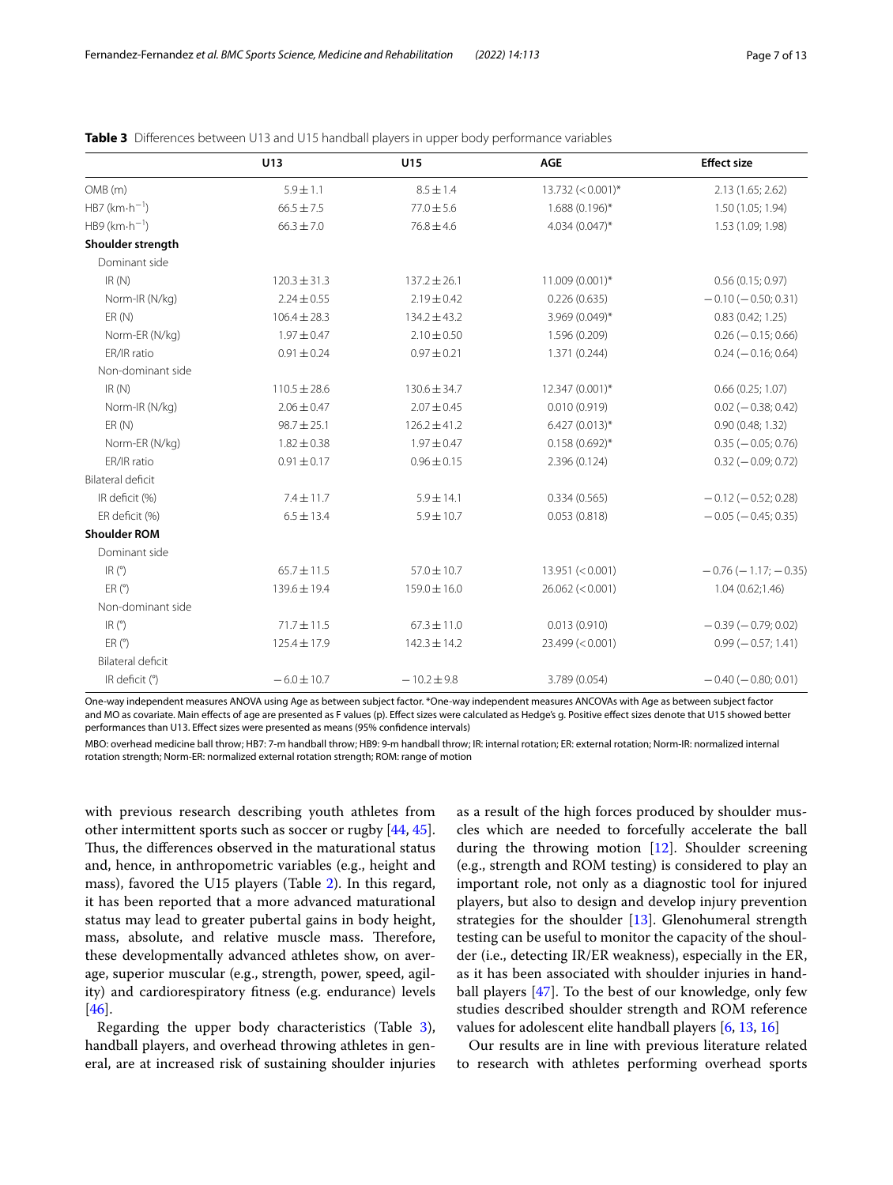**Table 3** Differences between U13 and U15 handball players in upper body performance variables

| | U13 | U15 | AGE | Effect size |
|---|---|---|---|---|
| OMB (m) | 5.9 ± 1.1 | 8.5 ± 1.4 | 13.732 (< 0.001)* | 2.13 (1.65; 2.62) |
| HB7 ($km \cdot h^{-1}$) | 66.5 ± 7.5 | 77.0 ± 5.6 | 1.688 (0.196)* | 1.50 (1.05; 1.94) |
| HB9 ($km \cdot h^{-1}$) | 66.3 ± 7.0 | 76.8 ± 4.6 | 4.034 (0.047)* | 1.53 (1.09; 1.98) |
| **Shoulder strength** | | | | |
| Dominant side | | | | |
| IR (N) | 120.3 ± 31.3 | 137.2 ± 26.1 | 11.009 (0.001)* | 0.56 (0.15; 0.97) |
| Norm-IR (N/kg) | 2.24 ± 0.55 | 2.19 ± 0.42 | 0.226 (0.635) | − 0.10 (− 0.50; 0.31) |
| ER (N) | 106.4 ± 28.3 | 134.2 ± 43.2 | 3.969 (0.049)* | 0.83 (0.42; 1.25) |
| Norm-ER (N/kg) | 1.97 ± 0.47 | 2.10 ± 0.50 | 1.596 (0.209) | 0.26 (− 0.15; 0.66) |
| ER/IR ratio | 0.91 ± 0.24 | 0.97 ± 0.21 | 1.371 (0.244) | 0.24 (− 0.16; 0.64) |
| Non-dominant side | | | | |
| IR (N) | 110.5 ± 28.6 | 130.6 ± 34.7 | 12.347 (0.001)* | 0.66 (0.25; 1.07) |
| Norm-IR (N/kg) | 2.06 ± 0.47 | 2.07 ± 0.45 | 0.010 (0.919) | 0.02 (− 0.38; 0.42) |
| ER (N) | 98.7 ± 25.1 | 126.2 ± 41.2 | 6.427 (0.013)* | 0.90 (0.48; 1.32) |
| Norm-ER (N/kg) | 1.82 ± 0.38 | 1.97 ± 0.47 | 0.158 (0.692)* | 0.35 (− 0.05; 0.76) |
| ER/IR ratio | 0.91 ± 0.17 | 0.96 ± 0.15 | 2.396 (0.124) | 0.32 (− 0.09; 0.72) |
| Bilateral deficit | | | | |
| IR deficit (%) | 7.4 ± 11.7 | 5.9 ± 14.1 | 0.334 (0.565) | − 0.12 (− 0.52; 0.28) |
| ER deficit (%) | 6.5 ± 13.4 | 5.9 ± 10.7 | 0.053 (0.818) | − 0.05 (− 0.45; 0.35) |
| **Shoulder ROM** | | | | |
| Dominant side | | | | |
| IR (°) | 65.7 ± 11.5 | 57.0 ± 10.7 | 13.951 (< 0.001) | − 0.76 (− 1.17; − 0.35) |
| ER (°) | 139.6 ± 19.4 | 159.0 ± 16.0 | 26.062 (< 0.001) | 1.04 (0.62;1.46) |
| Non-dominant side | | | | |
| IR (°) | 71.7 ± 11.5 | 67.3 ± 11.0 | 0.013 (0.910) | − 0.39 (− 0.79; 0.02) |
| ER (°) | 125.4 ± 17.9 | 142.3 ± 14.2 | 23.499 (< 0.001) | 0.99 (− 0.57; 1.41) |
| Bilateral deficit | | | | |
| IR deficit (°) | − 6.0 ± 10.7 | − 10.2 ± 9.8 | 3.789 (0.054) | − 0.40 (− 0.80; 0.01) |

One-way independent measures ANOVA using Age as between subject factor. *One-way independent measures ANCOVAs with Age as between subject factor and MO as covariate. Main effects of age are presented as F values (p). Effect sizes were calculated as Hedge's g. Positive effect sizes denote that U15 showed better performances than U13. Effect sizes were presented as means (95% confidence intervals)

MBO: overhead medicine ball throw; HB7: 7-m handball throw; HB9: 9-m handball throw; IR: internal rotation; ER: external rotation; Norm-IR: normalized internal rotation strength; Norm-ER: normalized external rotation strength; ROM: range of motion

with previous research describing youth athletes from other intermittent sports such as soccer or rugby [44, 45]. Thus, the differences observed in the maturational status and, hence, in anthropometric variables (e.g., height and mass), favored the U15 players (Table 2). In this regard, it has been reported that a more advanced maturational status may lead to greater pubertal gains in body height, mass, absolute, and relative muscle mass. Therefore, these developmentally advanced athletes show, on average, superior muscular (e.g., strength, power, speed, agility) and cardiorespiratory fitness (e.g. endurance) levels [46].

Regarding the upper body characteristics (Table 3), handball players, and overhead throwing athletes in general, are at increased risk of sustaining shoulder injuries as a result of the high forces produced by shoulder muscles which are needed to forcefully accelerate the ball during the throwing motion [12]. Shoulder screening (e.g., strength and ROM testing) is considered to play an important role, not only as a diagnostic tool for injured players, but also to design and develop injury prevention strategies for the shoulder [13]. Glenohumeral strength testing can be useful to monitor the capacity of the shoulder (i.e., detecting IR/ER weakness), especially in the ER, as it has been associated with shoulder injuries in handball players [47]. To the best of our knowledge, only few studies described shoulder strength and ROM reference values for adolescent elite handball players [6, 13, 16]

Our results are in line with previous literature related to research with athletes performing overhead sports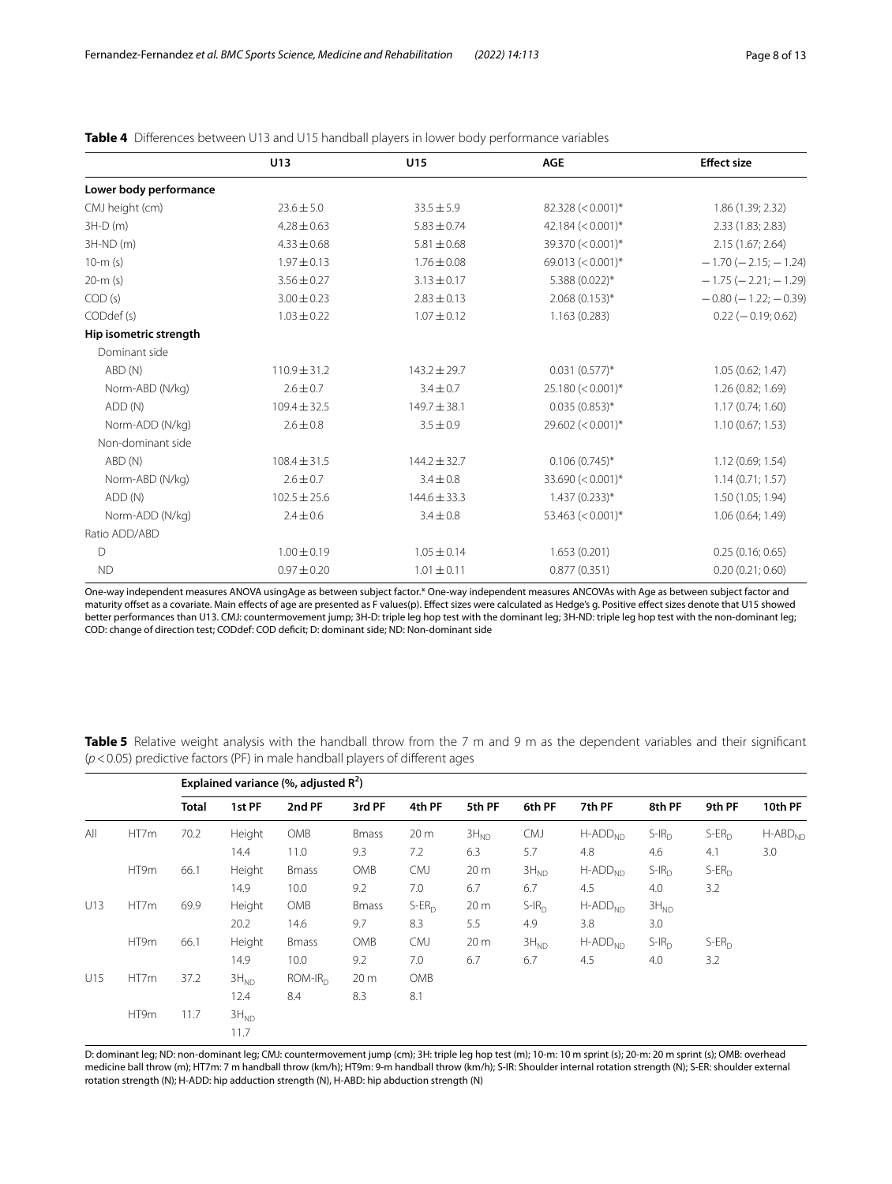**Table 4** Differences between U13 and U15 handball players in lower body performance variables

| | U13 | U15 | AGE | Effect size |
|---|---|---|---|---|
| **Lower body performance** | | | | |
| CMJ height (cm) | 23.6 ± 5.0 | 33.5 ± 5.9 | 82.328 (< 0.001)* | 1.86 (1.39; 2.32) |
| 3H-D (m) | 4.28 ± 0.63 | 5.83 ± 0.74 | 42.184 (< 0.001)* | 2.33 (1.83; 2.83) |
| 3H-ND (m) | 4.33 ± 0.68 | 5.81 ± 0.68 | 39.370 (< 0.001)* | 2.15 (1.67; 2.64) |
| 10-m (s) | 1.97 ± 0.13 | 1.76 ± 0.08 | 69.013 (< 0.001)* | − 1.70 (− 2.15; − 1.24) |
| 20-m (s) | 3.56 ± 0.27 | 3.13 ± 0.17 | 5.388 (0.022)* | − 1.75 (− 2.21; − 1.29) |
| COD (s) | 3.00 ± 0.23 | 2.83 ± 0.13 | 2.068 (0.153)* | − 0.80 (− 1.22; − 0.39) |
| CODdef (s) | 1.03 ± 0.22 | 1.07 ± 0.12 | 1.163 (0.283) | 0.22 (− 0.19; 0.62) |
| **Hip isometric strength** | | | | |
| Dominant side | | | | |
| ABD (N) | 110.9 ± 31.2 | 143.2 ± 29.7 | 0.031 (0.577)* | 1.05 (0.62; 1.47) |
| Norm-ABD (N/kg) | 2.6 ± 0.7 | 3.4 ± 0.7 | 25.180 (< 0.001)* | 1.26 (0.82; 1.69) |
| ADD (N) | 109.4 ± 32.5 | 149.7 ± 38.1 | 0.035 (0.853)* | 1.17 (0.74; 1.60) |
| Norm-ADD (N/kg) | 2.6 ± 0.8 | 3.5 ± 0.9 | 29.602 (< 0.001)* | 1.10 (0.67; 1.53) |
| Non-dominant side | | | | |
| ABD (N) | 108.4 ± 31.5 | 144.2 ± 32.7 | 0.106 (0.745)* | 1.12 (0.69; 1.54) |
| Norm-ABD (N/kg) | 2.6 ± 0.7 | 3.4 ± 0.8 | 33.690 (< 0.001)* | 1.14 (0.71; 1.57) |
| ADD (N) | 102.5 ± 25.6 | 144.6 ± 33.3 | 1.437 (0.233)* | 1.50 (1.05; 1.94) |
| Norm-ADD (N/kg) | 2.4 ± 0.6 | 3.4 ± 0.8 | 53.463 (< 0.001)* | 1.06 (0.64; 1.49) |
| Ratio ADD/ABD | | | | |
| D | 1.00 ± 0.19 | 1.05 ± 0.14 | 1.653 (0.201) | 0.25 (0.16; 0.65) |
| ND | 0.97 ± 0.20 | 1.01 ± 0.11 | 0.877 (0.351) | 0.20 (0.21; 0.60) |

One-way independent measures ANOVA usingAge as between subject factor.* One-way independent measures ANCOVAs with Age as between subject factor and maturity offset as a covariate. Main effects of age are presented as F values(p). Effect sizes were calculated as Hedge's g. Positive effect sizes denote that U15 showed better performances than U13. CMJ: countermovement jump; 3H-D: triple leg hop test with the dominant leg; 3H-ND: triple leg hop test with the non-dominant leg; COD: change of direction test; CODdef: COD deficit; D: dominant side; ND: Non-dominant side

**Table 5** Relative weight analysis with the handball throw from the 7 m and 9 m as the dependent variables and their significant ($p < 0.05$) predictive factors (PF) in male handball players of different ages

| | | Explained variance (%, adjusted $R^2$) | | | | | | | | | | |
|---|---|---|---|---|---|---|---|---|---|---|---|---|
| | | **Total** | **1st PF** | **2nd PF** | **3rd PF** | **4th PF** | **5th PF** | **6th PF** | **7th PF** | **8th PF** | **9th PF** | **10th PF** |
| All | HT7m | 70.2 | Height | OMB | Bmass | 20 m | $3H_{ND}$ | CMJ | $H\text{-}ADD_{ND}$ | $S\text{-}IR_D$ | $S\text{-}ER_D$ | $H\text{-}ABD_{ND}$ |
| | | | 14.4 | 11.0 | 9.3 | 7.2 | 6.3 | 5.7 | 4.8 | 4.6 | 4.1 | 3.0 |
| | HT9m | 66.1 | Height | Bmass | OMB | CMJ | 20 m | $3H_{ND}$ | $H\text{-}ADD_{ND}$ | $S\text{-}IR_D$ | $S\text{-}ER_D$ | |
| | | | 14.9 | 10.0 | 9.2 | 7.0 | 6.7 | 6.7 | 4.5 | 4.0 | 3.2 | |
| U13 | HT7m | 69.9 | Height | OMB | Bmass | $S\text{-}ER_D$ | 20 m | $S\text{-}IR_D$ | $H\text{-}ADD_{ND}$ | $3H_{ND}$ | | |
| | | | 20.2 | 14.6 | 9.7 | 8.3 | 5.5 | 4.9 | 3.8 | 3.0 | | |
| | HT9m | 66.1 | Height | Bmass | OMB | CMJ | 20 m | $3H_{ND}$ | $H\text{-}ADD_{ND}$ | $S\text{-}IR_D$ | $S\text{-}ER_D$ | |
| | | | 14.9 | 10.0 | 9.2 | 7.0 | 6.7 | 6.7 | 4.5 | 4.0 | 3.2 | |
| U15 | HT7m | 37.2 | $3H_{ND}$ | $ROM\text{-}IR_D$ | 20 m | OMB | | | | | | |
| | | | 12.4 | 8.4 | 8.3 | 8.1 | | | | | | |
| | HT9m | 11.7 | $3H_{ND}$ | | | | | | | | | |
| | | | 11.7 | | | | | | | | | |

D: dominant leg; ND: non-dominant leg; CMJ: countermovement jump (cm); 3H: triple leg hop test (m); 10-m: 10 m sprint (s); 20-m: 20 m sprint (s); OMB: overhead medicine ball throw (m); HT7m: 7 m handball throw (km/h); HT9m: 9-m handball throw (km/h); S-IR: Shoulder internal rotation strength (N); S-ER: shoulder external rotation strength (N); H-ADD: hip adduction strength (N), H-ABD: hip abduction strength (N)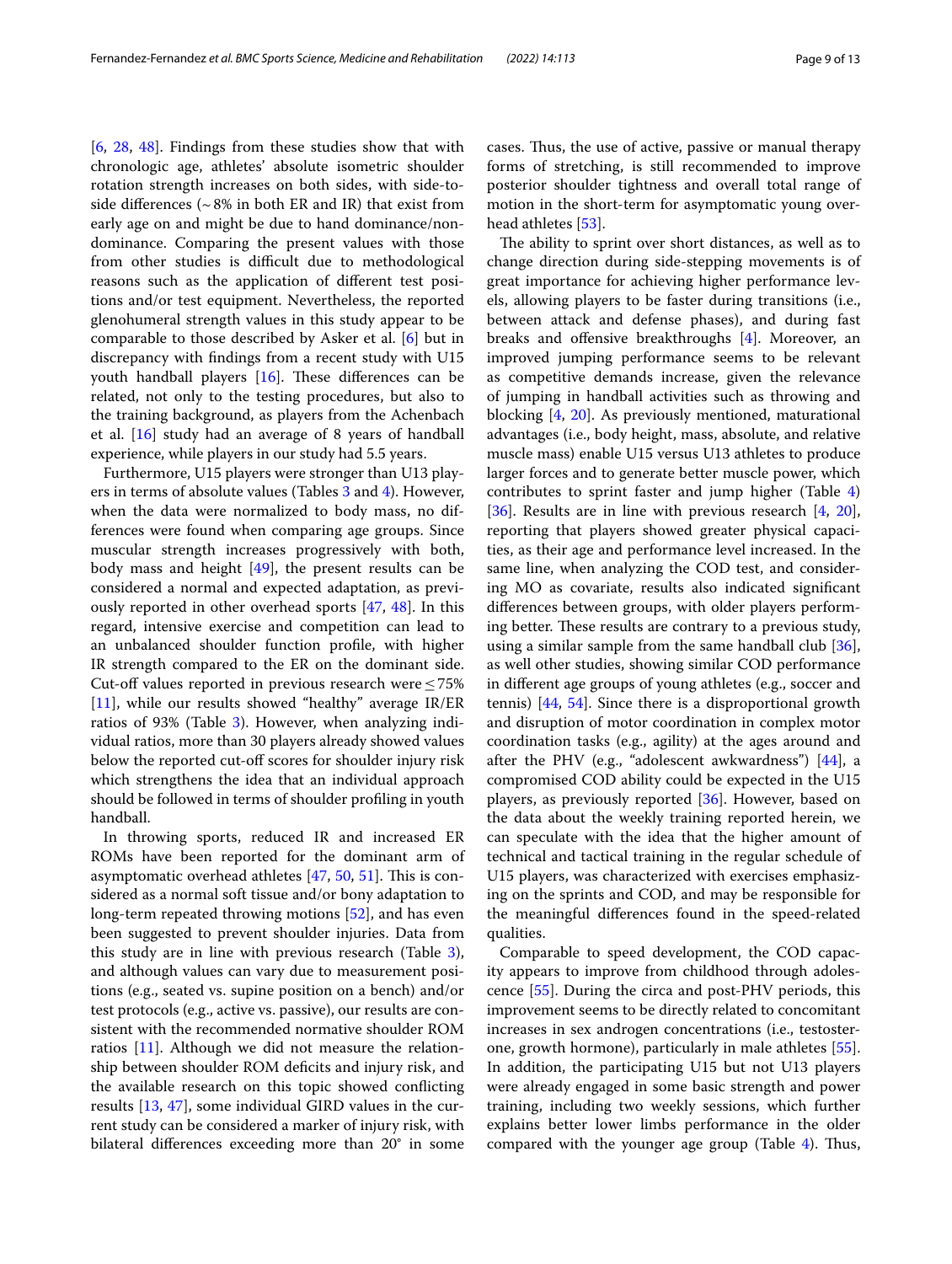[6, 28, 48]. Findings from these studies show that with chronologic age, athletes' absolute isometric shoulder rotation strength increases on both sides, with side-to-side differences (~8% in both ER and IR) that exist from early age on and might be due to hand dominance/non-dominance. Comparing the present values with those from other studies is difficult due to methodological reasons such as the application of different test positions and/or test equipment. Nevertheless, the reported glenohumeral strength values in this study appear to be comparable to those described by Asker et al. [6] but in discrepancy with findings from a recent study with U15 youth handball players [16]. These differences can be related, not only to the testing procedures, but also to the training background, as players from the Achenbach et al. [16] study had an average of 8 years of handball experience, while players in our study had 5.5 years.

Furthermore, U15 players were stronger than U13 players in terms of absolute values (Tables 3 and 4). However, when the data were normalized to body mass, no differences were found when comparing age groups. Since muscular strength increases progressively with both, body mass and height [49], the present results can be considered a normal and expected adaptation, as previously reported in other overhead sports [47, 48]. In this regard, intensive exercise and competition can lead to an unbalanced shoulder function profile, with higher IR strength compared to the ER on the dominant side. Cut-off values reported in previous research were ≤75% [11], while our results showed "healthy" average IR/ER ratios of 93% (Table 3). However, when analyzing individual ratios, more than 30 players already showed values below the reported cut-off scores for shoulder injury risk which strengthens the idea that an individual approach should be followed in terms of shoulder profiling in youth handball.

In throwing sports, reduced IR and increased ER ROMs have been reported for the dominant arm of asymptomatic overhead athletes [47, 50, 51]. This is considered as a normal soft tissue and/or bony adaptation to long-term repeated throwing motions [52], and has even been suggested to prevent shoulder injuries. Data from this study are in line with previous research (Table 3), and although values can vary due to measurement positions (e.g., seated vs. supine position on a bench) and/or test protocols (e.g., active vs. passive), our results are consistent with the recommended normative shoulder ROM ratios [11]. Although we did not measure the relationship between shoulder ROM deficits and injury risk, and the available research on this topic showed conflicting results [13, 47], some individual GIRD values in the current study can be considered a marker of injury risk, with bilateral differences exceeding more than 20° in some cases. Thus, the use of active, passive or manual therapy forms of stretching, is still recommended to improve posterior shoulder tightness and overall total range of motion in the short-term for asymptomatic young overhead athletes [53].

The ability to sprint over short distances, as well as to change direction during side-stepping movements is of great importance for achieving higher performance levels, allowing players to be faster during transitions (i.e., between attack and defense phases), and during fast breaks and offensive breakthroughs [4]. Moreover, an improved jumping performance seems to be relevant as competitive demands increase, given the relevance of jumping in handball activities such as throwing and blocking [4, 20]. As previously mentioned, maturational advantages (i.e., body height, mass, absolute, and relative muscle mass) enable U15 versus U13 athletes to produce larger forces and to generate better muscle power, which contributes to sprint faster and jump higher (Table 4) [36]. Results are in line with previous research [4, 20], reporting that players showed greater physical capacities, as their age and performance level increased. In the same line, when analyzing the COD test, and considering MO as covariate, results also indicated significant differences between groups, with older players performing better. These results are contrary to a previous study, using a similar sample from the same handball club [36], as well other studies, showing similar COD performance in different age groups of young athletes (e.g., soccer and tennis) [44, 54]. Since there is a disproportional growth and disruption of motor coordination in complex motor coordination tasks (e.g., agility) at the ages around and after the PHV (e.g., "adolescent awkwardness") [44], a compromised COD ability could be expected in the U15 players, as previously reported [36]. However, based on the data about the weekly training reported herein, we can speculate with the idea that the higher amount of technical and tactical training in the regular schedule of U15 players, was characterized with exercises emphasizing on the sprints and COD, and may be responsible for the meaningful differences found in the speed-related qualities.

Comparable to speed development, the COD capacity appears to improve from childhood through adolescence [55]. During the circa and post-PHV periods, this improvement seems to be directly related to concomitant increases in sex androgen concentrations (i.e., testosterone, growth hormone), particularly in male athletes [55]. In addition, the participating U15 but not U13 players were already engaged in some basic strength and power training, including two weekly sessions, which further explains better lower limbs performance in the older compared with the younger age group (Table 4). Thus,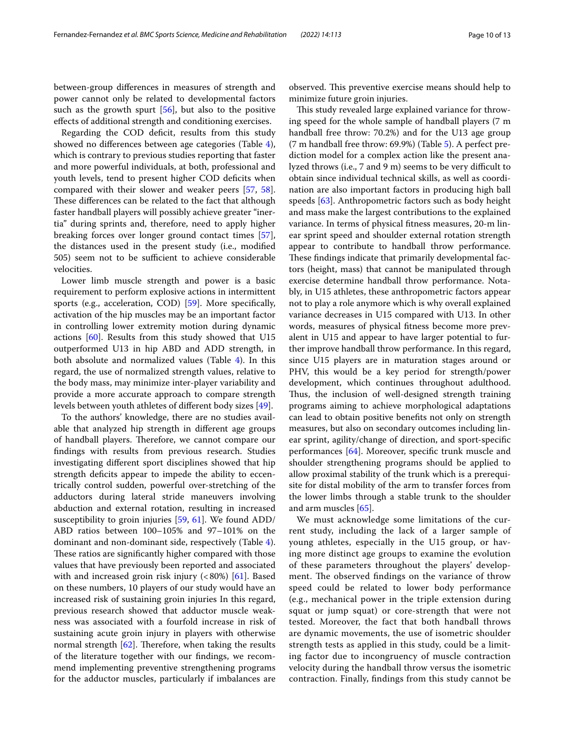between-group differences in measures of strength and power cannot only be related to developmental factors such as the growth spurt [56], but also to the positive effects of additional strength and conditioning exercises.

Regarding the COD deficit, results from this study showed no differences between age categories (Table 4), which is contrary to previous studies reporting that faster and more powerful individuals, at both, professional and youth levels, tend to present higher COD deficits when compared with their slower and weaker peers [57, 58]. These differences can be related to the fact that although faster handball players will possibly achieve greater "inertia" during sprints and, therefore, need to apply higher breaking forces over longer ground contact times [57], the distances used in the present study (i.e., modified 505) seem not to be sufficient to achieve considerable velocities.

Lower limb muscle strength and power is a basic requirement to perform explosive actions in intermittent sports (e.g., acceleration, COD) [59]. More specifically, activation of the hip muscles may be an important factor in controlling lower extremity motion during dynamic actions [60]. Results from this study showed that U15 outperformed U13 in hip ABD and ADD strength, in both absolute and normalized values (Table 4). In this regard, the use of normalized strength values, relative to the body mass, may minimize inter-player variability and provide a more accurate approach to compare strength levels between youth athletes of different body sizes [49].

To the authors' knowledge, there are no studies available that analyzed hip strength in different age groups of handball players. Therefore, we cannot compare our findings with results from previous research. Studies investigating different sport disciplines showed that hip strength deficits appear to impede the ability to eccentrically control sudden, powerful over-stretching of the adductors during lateral stride maneuvers involving abduction and external rotation, resulting in increased susceptibility to groin injuries [59, 61]. We found ADD/ABD ratios between 100–105% and 97–101% on the dominant and non-dominant side, respectively (Table 4). These ratios are significantly higher compared with those values that have previously been reported and associated with and increased groin risk injury (<80%) [61]. Based on these numbers, 10 players of our study would have an increased risk of sustaining groin injuries In this regard, previous research showed that adductor muscle weakness was associated with a fourfold increase in risk of sustaining acute groin injury in players with otherwise normal strength [62]. Therefore, when taking the results of the literature together with our findings, we recommend implementing preventive strengthening programs for the adductor muscles, particularly if imbalances are observed. This preventive exercise means should help to minimize future groin injuries.

This study revealed large explained variance for throwing speed for the whole sample of handball players (7 m handball free throw: 70.2%) and for the U13 age group (7 m handball free throw: 69.9%) (Table 5). A perfect prediction model for a complex action like the present analyzed throws (i.e., 7 and 9 m) seems to be very difficult to obtain since individual technical skills, as well as coordination are also important factors in producing high ball speeds [63]. Anthropometric factors such as body height and mass make the largest contributions to the explained variance. In terms of physical fitness measures, 20-m linear sprint speed and shoulder external rotation strength appear to contribute to handball throw performance. These findings indicate that primarily developmental factors (height, mass) that cannot be manipulated through exercise determine handball throw performance. Notably, in U15 athletes, these anthropometric factors appear not to play a role anymore which is why overall explained variance decreases in U15 compared with U13. In other words, measures of physical fitness become more prevalent in U15 and appear to have larger potential to further improve handball throw performance. In this regard, since U15 players are in maturation stages around or PHV, this would be a key period for strength/power development, which continues throughout adulthood. Thus, the inclusion of well-designed strength training programs aiming to achieve morphological adaptations can lead to obtain positive benefits not only on strength measures, but also on secondary outcomes including linear sprint, agility/change of direction, and sport-specific performances [64]. Moreover, specific trunk muscle and shoulder strengthening programs should be applied to allow proximal stability of the trunk which is a prerequisite for distal mobility of the arm to transfer forces from the lower limbs through a stable trunk to the shoulder and arm muscles [65].

We must acknowledge some limitations of the current study, including the lack of a larger sample of young athletes, especially in the U15 group, or having more distinct age groups to examine the evolution of these parameters throughout the players' development. The observed findings on the variance of throw speed could be related to lower body performance (e.g., mechanical power in the triple extension during squat or jump squat) or core-strength that were not tested. Moreover, the fact that both handball throws are dynamic movements, the use of isometric shoulder strength tests as applied in this study, could be a limiting factor due to incongruency of muscle contraction velocity during the handball throw versus the isometric contraction. Finally, findings from this study cannot be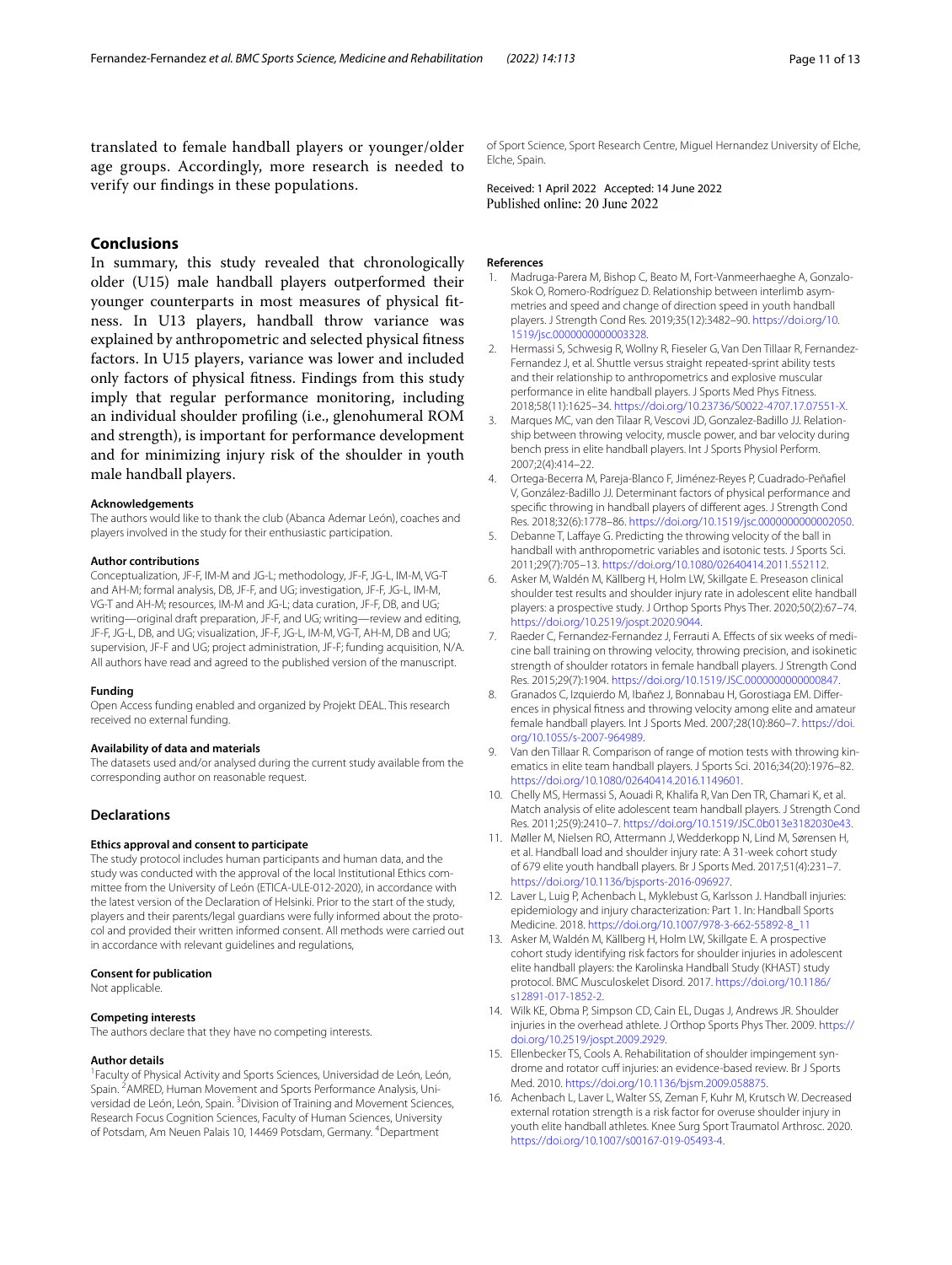translated to female handball players or younger/older age groups. Accordingly, more research is needed to verify our findings in these populations.

## Conclusions

In summary, this study revealed that chronologically older (U15) male handball players outperformed their younger counterparts in most measures of physical fitness. In U13 players, handball throw variance was explained by anthropometric and selected physical fitness factors. In U15 players, variance was lower and included only factors of physical fitness. Findings from this study imply that regular performance monitoring, including an individual shoulder profiling (i.e., glenohumeral ROM and strength), is important for performance development and for minimizing injury risk of the shoulder in youth male handball players.

### Acknowledgements

The authors would like to thank the club (Abanca Ademar León), coaches and players involved in the study for their enthusiastic participation.

### Author contributions

Conceptualization, JF-F, IM-M and JG-L; methodology, JF-F, JG-L, IM-M, VG-T and AH-M; formal analysis, DB, JF-F, and UG; investigation, JF-F, JG-L, IM-M, VG-T and AH-M; resources, IM-M and JG-L; data curation, JF-F, DB, and UG; writing—original draft preparation, JF-F, and UG; writing—review and editing, JF-F, JG-L, DB, and UG; visualization, JF-F, JG-L, IM-M, VG-T, AH-M, DB and UG; supervision, JF-F and UG; project administration, JF-F; funding acquisition, N/A. All authors have read and agreed to the published version of the manuscript.

### Funding

Open Access funding enabled and organized by Projekt DEAL. This research received no external funding.

### Availability of data and materials

The datasets used and/or analysed during the current study available from the corresponding author on reasonable request.

## Declarations

### Ethics approval and consent to participate

The study protocol includes human participants and human data, and the study was conducted with the approval of the local Institutional Ethics committee from the University of León (ETICA-ULE-012-2020), in accordance with the latest version of the Declaration of Helsinki. Prior to the start of the study, players and their parents/legal guardians were fully informed about the protocol and provided their written informed consent. All methods were carried out in accordance with relevant guidelines and regulations,

### Consent for publication

Not applicable.

### Competing interests

The authors declare that they have no competing interests.

### Author details

[1]Faculty of Physical Activity and Sports Sciences, Universidad de León, León, Spain. [2]AMRED, Human Movement and Sports Performance Analysis, Universidad de León, León, Spain. [3]Division of Training and Movement Sciences, Research Focus Cognition Sciences, Faculty of Human Sciences, University of Potsdam, Am Neuen Palais 10, 14469 Potsdam, Germany. [4]Department of Sport Science, Sport Research Centre, Miguel Hernandez University of Elche, Elche, Spain.

Received: 1 April 2022 Accepted: 14 June 2022
Published online: 20 June 2022

### References

1. Madruga-Parera M, Bishop C, Beato M, Fort-Vanmeerhaeghe A, Gonzalo-Skok O, Romero-Rodríguez D. Relationship between interlimb asymmetries and speed and change of direction speed in youth handball players. J Strength Cond Res. 2019;35(12):3482–90. https://doi.org/10.1519/jsc.0000000000003328.
2. Hermassi S, Schwesig R, Wollny R, Fieseler G, Van Den Tillaar R, Fernandez-Fernandez J, et al. Shuttle versus straight repeated-sprint ability tests and their relationship to anthropometrics and explosive muscular performance in elite handball players. J Sports Med Phys Fitness. 2018;58(11):1625–34. https://doi.org/10.23736/S0022-4707.17.07551-X.
3. Marques MC, van den Tilaar R, Vescovi JD, Gonzalez-Badillo JJ. Relationship between throwing velocity, muscle power, and bar velocity during bench press in elite handball players. Int J Sports Physiol Perform. 2007;2(4):414–22.
4. Ortega-Becerra M, Pareja-Blanco F, Jiménez-Reyes P, Cuadrado-Peñafiel V, González-Badillo JJ. Determinant factors of physical performance and specific throwing in handball players of different ages. J Strength Cond Res. 2018;32(6):1778–86. https://doi.org/10.1519/jsc.0000000000002050.
5. Debanne T, Laffaye G. Predicting the throwing velocity of the ball in handball with anthropometric variables and isotonic tests. J Sports Sci. 2011;29(7):705–13. https://doi.org/10.1080/02640414.2011.552112.
6. Asker M, Waldén M, Källberg H, Holm LW, Skillgate E. Preseason clinical shoulder test results and shoulder injury rate in adolescent elite handball players: a prospective study. J Orthop Sports Phys Ther. 2020;50(2):67–74. https://doi.org/10.2519/jospt.2020.9044.
7. Raeder C, Fernandez-Fernandez J, Ferrauti A. Effects of six weeks of medicine ball training on throwing velocity, throwing precision, and isokinetic strength of shoulder rotators in female handball players. J Strength Cond Res. 2015;29(7):1904. https://doi.org/10.1519/JSC.0000000000000847.
8. Granados C, Izquierdo M, Ibañez J, Bonnabau H, Gorostiaga EM. Differences in physical fitness and throwing velocity among elite and amateur female handball players. Int J Sports Med. 2007;28(10):860–7. https://doi.org/10.1055/s-2007-964989.
9. Van den Tillaar R. Comparison of range of motion tests with throwing kinematics in elite team handball players. J Sports Sci. 2016;34(20):1976–82. https://doi.org/10.1080/02640414.2016.1149601.
10. Chelly MS, Hermassi S, Aouadi R, Khalifa R, Van Den TR, Chamari K, et al. Match analysis of elite adolescent team handball players. J Strength Cond Res. 2011;25(9):2410–7. https://doi.org/10.1519/JSC.0b013e3182030e43.
11. Møller M, Nielsen RO, Attermann J, Wedderkopp N, Lind M, Sørensen H, et al. Handball load and shoulder injury rate: A 31-week cohort study of 679 elite youth handball players. Br J Sports Med. 2017;51(4):231–7. https://doi.org/10.1136/bjsports-2016-096927.
12. Laver L, Luig P, Achenbach L, Myklebust G, Karlsson J. Handball injuries: epidemiology and injury characterization: Part 1. In: Handball Sports Medicine. 2018. https://doi.org/10.1007/978-3-662-55892-8_11
13. Asker M, Waldén M, Källberg H, Holm LW, Skillgate E. A prospective cohort study identifying risk factors for shoulder injuries in adolescent elite handball players: the Karolinska Handball Study (KHAST) study protocol. BMC Musculoskelet Disord. 2017. https://doi.org/10.1186/s12891-017-1852-2.
14. Wilk KE, Obma P, Simpson CD, Cain EL, Dugas J, Andrews JR. Shoulder injuries in the overhead athlete. J Orthop Sports Phys Ther. 2009. https://doi.org/10.2519/jospt.2009.2929.
15. Ellenbecker TS, Cools A. Rehabilitation of shoulder impingement syndrome and rotator cuff injuries: an evidence-based review. Br J Sports Med. 2010. https://doi.org/10.1136/bjsm.2009.058875.
16. Achenbach L, Laver L, Walter SS, Zeman F, Kuhr M, Krutsch W. Decreased external rotation strength is a risk factor for overuse shoulder injury in youth elite handball athletes. Knee Surg Sport Traumatol Arthrosc. 2020. https://doi.org/10.1007/s00167-019-05493-4.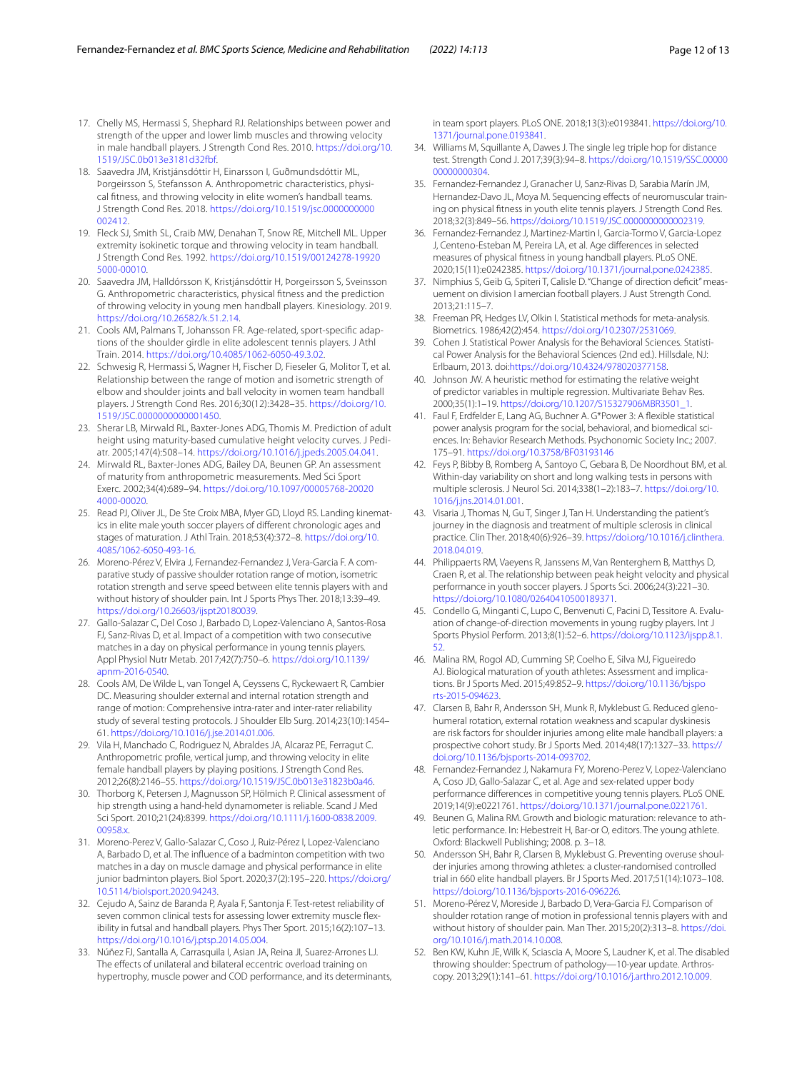17. Chelly MS, Hermassi S, Shephard RJ. Relationships between power and strength of the upper and lower limb muscles and throwing velocity in male handball players. J Strength Cond Res. 2010. https://doi.org/10.1519/JSC.0b013e3181d32fbf.
18. Saavedra JM, Kristjánsdóttir H, Einarsson I, Guðmundsdóttir ML, Þorgeirsson S, Stefansson A. Anthropometric characteristics, physical fitness, and throwing velocity in elite women's handball teams. J Strength Cond Res. 2018. https://doi.org/10.1519/jsc.0000000000002412.
19. Fleck SJ, Smith SL, Craib MW, Denahan T, Snow RE, Mitchell ML. Upper extremity isokinetic torque and throwing velocity in team handball. J Strength Cond Res. 1992. https://doi.org/10.1519/00124278-199205000-00010.
20. Saavedra JM, Halldórsson K, Kristjánsdóttir H, Þorgeirsson S, Sveinsson G. Anthropometric characteristics, physical fitness and the prediction of throwing velocity in young men handball players. Kinesiology. 2019. https://doi.org/10.26582/k.51.2.14.
21. Cools AM, Palmans T, Johansson FR. Age-related, sport-specific adaptions of the shoulder girdle in elite adolescent tennis players. J Athl Train. 2014. https://doi.org/10.4085/1062-6050-49.3.02.
22. Schwesig R, Hermassi S, Wagner H, Fischer D, Fieseler G, Molitor T, et al. Relationship between the range of motion and isometric strength of elbow and shoulder joints and ball velocity in women team handball players. J Strength Cond Res. 2016;30(12):3428–35. https://doi.org/10.1519/JSC.0000000000001450.
23. Sherar LB, Mirwald RL, Baxter-Jones ADG, Thomis M. Prediction of adult height using maturity-based cumulative height velocity curves. J Pediatr. 2005;147(4):508–14. https://doi.org/10.1016/j.jpeds.2005.04.041.
24. Mirwald RL, Baxter-Jones ADG, Bailey DA, Beunen GP. An assessment of maturity from anthropometric measurements. Med Sci Sport Exerc. 2002;34(4):689–94. https://doi.org/10.1097/00005768-200204000-00020.
25. Read PJ, Oliver JL, De Ste Croix MBA, Myer GD, Lloyd RS. Landing kinematics in elite male youth soccer players of different chronologic ages and stages of maturation. J Athl Train. 2018;53(4):372–8. https://doi.org/10.4085/1062-6050-493-16.
26. Moreno-Pérez V, Elvira J, Fernandez-Fernandez J, Vera-Garcia F. A comparative study of passive shoulder rotation range of motion, isometric rotation strength and serve speed between elite tennis players with and without history of shoulder pain. Int J Sports Phys Ther. 2018;13:39–49. https://doi.org/10.26603/ijspt20180039.
27. Gallo-Salazar C, Del Coso J, Barbado D, Lopez-Valenciano A, Santos-Rosa FJ, Sanz-Rivas D, et al. Impact of a competition with two consecutive matches in a day on physical performance in young tennis players. Appl Physiol Nutr Metab. 2017;42(7):750–6. https://doi.org/10.1139/apnm-2016-0540.
28. Cools AM, De Wilde L, van Tongel A, Ceyssens C, Ryckewaert R, Cambier DC. Measuring shoulder external and internal rotation strength and range of motion: Comprehensive intra-rater and inter-rater reliability study of several testing protocols. J Shoulder Elb Surg. 2014;23(10):1454–61. https://doi.org/10.1016/j.jse.2014.01.006.
29. Vila H, Manchado C, Rodriguez N, Abraldes JA, Alcaraz PE, Ferragut C. Anthropometric profile, vertical jump, and throwing velocity in elite female handball players by playing positions. J Strength Cond Res. 2012;26(8):2146–55. https://doi.org/10.1519/JSC.0b013e31823b0a46.
30. Thorborg K, Petersen J, Magnusson SP, Hölmich P. Clinical assessment of hip strength using a hand-held dynamometer is reliable. Scand J Med Sci Sport. 2010;21(24):8399. https://doi.org/10.1111/j.1600-0838.2009.00958.x.
31. Moreno-Perez V, Gallo-Salazar C, Coso J, Ruiz-Pérez I, Lopez-Valenciano A, Barbado D, et al. The influence of a badminton competition with two matches in a day on muscle damage and physical performance in elite junior badminton players. Biol Sport. 2020;37(2):195–220. https://doi.org/10.5114/biolsport.2020.94243.
32. Cejudo A, Sainz de Baranda P, Ayala F, Santonja F. Test-retest reliability of seven common clinical tests for assessing lower extremity muscle flexibility in futsal and handball players. Phys Ther Sport. 2015;16(2):107–13. https://doi.org/10.1016/j.ptsp.2014.05.004.
33. Núñez FJ, Santalla A, Carrasquila I, Asian JA, Reina JI, Suarez-Arrones LJ. The effects of unilateral and bilateral eccentric overload training on hypertrophy, muscle power and COD performance, and its determinants, in team sport players. PLoS ONE. 2018;13(3):e0193841. https://doi.org/10.1371/journal.pone.0193841.
34. Williams M, Squillante A, Dawes J. The single leg triple hop for distance test. Strength Cond J. 2017;39(3):94–8. https://doi.org/10.1519/SSC.0000000000000304.
35. Fernandez-Fernandez J, Granacher U, Sanz-Rivas D, Sarabia Marín JM, Hernandez-Davo JL, Moya M. Sequencing effects of neuromuscular training on physical fitness in youth elite tennis players. J Strength Cond Res. 2018;32(3):849–56. https://doi.org/10.1519/JSC.0000000000002319.
36. Fernandez-Fernandez J, Martinez-Martin I, Garcia-Tormo V, Garcia-Lopez J, Centeno-Esteban M, Pereira LA, et al. Age differences in selected measures of physical fitness in young handball players. PLoS ONE. 2020;15(11):e0242385. https://doi.org/10.1371/journal.pone.0242385.
37. Nimphius S, Geib G, Spiteri T, Calisle D. "Change of direction deficit" measurement on division I amercian football players. J Aust Strength Cond. 2013;21:115–7.
38. Freeman PR, Hedges LV, Olkin I. Statistical methods for meta-analysis. Biometrics. 1986;42(2):454. https://doi.org/10.2307/2531069.
39. Cohen J. Statistical Power Analysis for the Behavioral Sciences. Statistical Power Analysis for the Behavioral Sciences (2nd ed.). Hillsdale, NJ: Erlbaum, 2013. doi:https://doi.org/10.4324/9780203771587.
40. Johnson JW. A heuristic method for estimating the relative weight of predictor variables in multiple regression. Multivariate Behav Res. 2000;35(1):1–19. https://doi.org/10.1207/S15327906MBR3501_1.
41. Faul F, Erdfelder E, Lang AG, Buchner A. G*Power 3: A flexible statistical power analysis program for the social, behavioral, and biomedical sciences. In: Behavior Research Methods. Psychonomic Society Inc.; 2007. 175–91. https://doi.org/10.3758/BF03193146
42. Feys P, Bibby B, Romberg A, Santoyo C, Gebara B, De Noordhout BM, et al. Within-day variability on short and long walking tests in persons with multiple sclerosis. J Neurol Sci. 2014;338(1–2):183–7. https://doi.org/10.1016/j.jns.2014.01.001.
43. Visaria J, Thomas N, Gu T, Singer J, Tan H. Understanding the patient's journey in the diagnosis and treatment of multiple sclerosis in clinical practice. Clin Ther. 2018;40(6):926–39. https://doi.org/10.1016/j.clinthera.2018.04.019.
44. Philippaerts RM, Vaeyens R, Janssens M, Van Renterghem B, Matthys D, Craen R, et al. The relationship between peak height velocity and physical performance in youth soccer players. J Sports Sci. 2006;24(3):221–30. https://doi.org/10.1080/02640410500189371.
45. Condello G, Minganti C, Lupo C, Benvenuti C, Pacini D, Tessitore A. Evaluation of change-of-direction movements in young rugby players. Int J Sports Physiol Perform. 2013;8(1):52–6. https://doi.org/10.1123/ijspp.8.1.52.
46. Malina RM, Rogol AD, Cumming SP, Coelho E, Silva MJ, Figueiredo AJ. Biological maturation of youth athletes: Assessment and implications. Br J Sports Med. 2015;49:852–9. https://doi.org/10.1136/bjsports-2015-094623.
47. Clarsen B, Bahr R, Andersson SH, Munk R, Myklebust G. Reduced glenohumeral rotation, external rotation weakness and scapular dyskinesis are risk factors for shoulder injuries among elite male handball players: a prospective cohort study. Br J Sports Med. 2014;48(17):1327–33. https://doi.org/10.1136/bjsports-2014-093702.
48. Fernandez-Fernandez J, Nakamura FY, Moreno-Perez V, Lopez-Valenciano A, Coso JD, Gallo-Salazar C, et al. Age and sex-related upper body performance differences in competitive young tennis players. PLoS ONE. 2019;14(9):e0221761. https://doi.org/10.1371/journal.pone.0221761.
49. Beunen G, Malina RM. Growth and biologic maturation: relevance to athletic performance. In: Hebestreit H, Bar-or O, editors. The young athlete. Oxford: Blackwell Publishing; 2008. p. 3–18.
50. Andersson SH, Bahr R, Clarsen B, Myklebust G. Preventing overuse shoulder injuries among throwing athletes: a cluster-randomised controlled trial in 660 elite handball players. Br J Sports Med. 2017;51(14):1073–108. https://doi.org/10.1136/bjsports-2016-096226.
51. Moreno-Pérez V, Moreside J, Barbado D, Vera-Garcia FJ. Comparison of shoulder rotation range of motion in professional tennis players with and without history of shoulder pain. Man Ther. 2015;20(2):313–8. https://doi.org/10.1016/j.math.2014.10.008.
52. Ben KW, Kuhn JE, Wilk K, Sciascia A, Moore S, Laudner K, et al. The disabled throwing shoulder: Spectrum of pathology—10-year update. Arthroscopy. 2013;29(1):141–61. https://doi.org/10.1016/j.arthro.2012.10.009.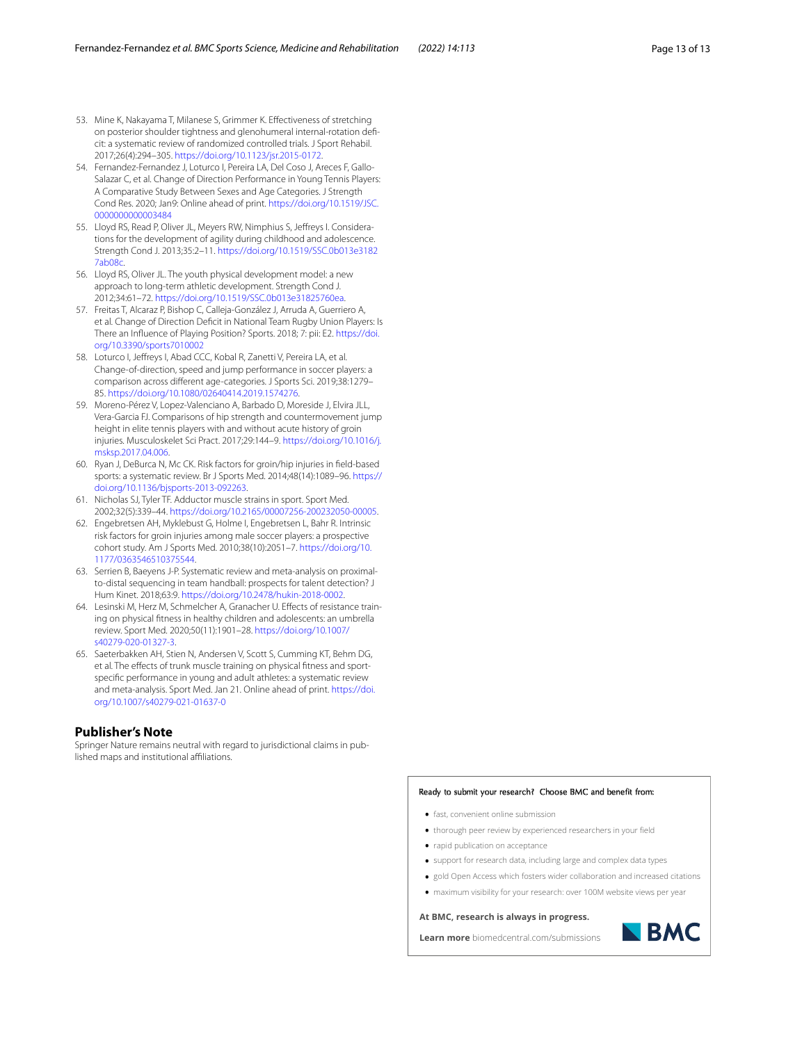53. Mine K, Nakayama T, Milanese S, Grimmer K. Effectiveness of stretching on posterior shoulder tightness and glenohumeral internal-rotation deficit: a systematic review of randomized controlled trials. J Sport Rehabil. 2017;26(4):294–305. https://doi.org/10.1123/jsr.2015-0172.
54. Fernandez-Fernandez J, Loturco I, Pereira LA, Del Coso J, Areces F, Gallo-Salazar C, et al. Change of Direction Performance in Young Tennis Players: A Comparative Study Between Sexes and Age Categories. J Strength Cond Res. 2020; Jan9: Online ahead of print. https://doi.org/10.1519/JSC.0000000000003484
55. Lloyd RS, Read P, Oliver JL, Meyers RW, Nimphius S, Jeffreys I. Considerations for the development of agility during childhood and adolescence. Strength Cond J. 2013;35:2–11. https://doi.org/10.1519/SSC.0b013e31827ab08c.
56. Lloyd RS, Oliver JL. The youth physical development model: a new approach to long-term athletic development. Strength Cond J. 2012;34:61–72. https://doi.org/10.1519/SSC.0b013e31825760ea.
57. Freitas T, Alcaraz P, Bishop C, Calleja-González J, Arruda A, Guerriero A, et al. Change of Direction Deficit in National Team Rugby Union Players: Is There an Influence of Playing Position? Sports. 2018; 7: pii: E2. https://doi.org/10.3390/sports7010002
58. Loturco I, Jeffreys I, Abad CCC, Kobal R, Zanetti V, Pereira LA, et al. Change-of-direction, speed and jump performance in soccer players: a comparison across different age-categories. J Sports Sci. 2019;38:1279–85. https://doi.org/10.1080/02640414.2019.1574276.
59. Moreno-Pérez V, Lopez-Valenciano A, Barbado D, Moreside J, Elvira JLL, Vera-Garcia FJ. Comparisons of hip strength and countermovement jump height in elite tennis players with and without acute history of groin injuries. Musculoskelet Sci Pract. 2017;29:144–9. https://doi.org/10.1016/j.msksp.2017.04.006.
60. Ryan J, DeBurca N, Mc CK. Risk factors for groin/hip injuries in field-based sports: a systematic review. Br J Sports Med. 2014;48(14):1089–96. https://doi.org/10.1136/bjsports-2013-092263.
61. Nicholas SJ, Tyler TF. Adductor muscle strains in sport. Sport Med. 2002;32(5):339–44. https://doi.org/10.2165/00007256-200232050-00005.
62. Engebretsen AH, Myklebust G, Holme I, Engebretsen L, Bahr R. Intrinsic risk factors for groin injuries among male soccer players: a prospective cohort study. Am J Sports Med. 2010;38(10):2051–7. https://doi.org/10.1177/0363546510375544.
63. Serrien B, Baeyens J-P. Systematic review and meta-analysis on proximal-to-distal sequencing in team handball: prospects for talent detection? J Hum Kinet. 2018;63:9. https://doi.org/10.2478/hukin-2018-0002.
64. Lesinski M, Herz M, Schmelcher A, Granacher U. Effects of resistance training on physical fitness in healthy children and adolescents: an umbrella review. Sport Med. 2020;50(11):1901–28. https://doi.org/10.1007/s40279-020-01327-3.
65. Saeterbakken AH, Stien N, Andersen V, Scott S, Cumming KT, Behm DG, et al. The effects of trunk muscle training on physical fitness and sport-specific performance in young and adult athletes: a systematic review and meta-analysis. Sport Med. Jan 21. Online ahead of print. https://doi.org/10.1007/s40279-021-01637-0

## Publisher's Note

Springer Nature remains neutral with regard to jurisdictional claims in published maps and institutional affiliations.

Ready to submit your research? Choose BMC and benefit from:

- fast, convenient online submission
- thorough peer review by experienced researchers in your field
- rapid publication on acceptance
- support for research data, including large and complex data types
- gold Open Access which fosters wider collaboration and increased citations
- maximum visibility for your research: over 100M website views per year

**At BMC, research is always in progress.**

**Learn more** biomedcentral.com/submissions

BMC